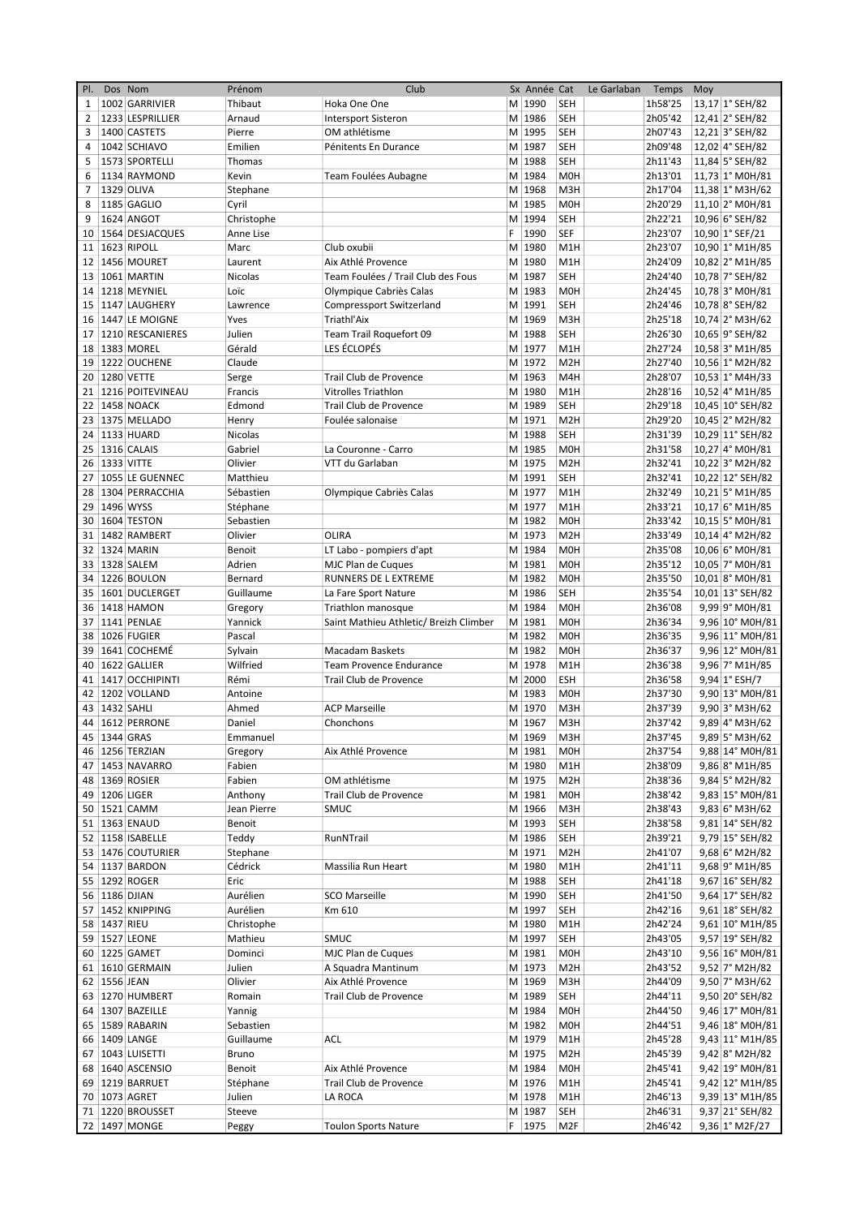| Pl. | Dos | Nom | Prénom | Club | Sx | Année | Cat | Le Garlaban | Temps | Moy | |
|---|---|---|---|---|---|---|---|---|---|---|---|
| 1 | 1002 | GARRIVIER | Thibaut | Hoka One One | M | 1990 | SEH | | 1h58'25 | 13,17 | 1° SEH/82 |
| 2 | 1233 | LESPRILLIER | Arnaud | Intersport Sisteron | M | 1986 | SEH | | 2h05'42 | 12,41 | 2° SEH/82 |
| 3 | 1400 | CASTETS | Pierre | OM athlétisme | M | 1995 | SEH | | 2h07'43 | 12,21 | 3° SEH/82 |
| 4 | 1042 | SCHIAVO | Emilien | Pénitents En Durance | M | 1987 | SEH | | 2h09'48 | 12,02 | 4° SEH/82 |
| 5 | 1573 | SPORTELLI | Thomas | | M | 1988 | SEH | | 2h11'43 | 11,84 | 5° SEH/82 |
| 6 | 1134 | RAYMOND | Kevin | Team Foulées Aubagne | M | 1984 | M0H | | 2h13'01 | 11,73 | 1° M0H/81 |
| 7 | 1329 | OLIVA | Stephane | | M | 1968 | M3H | | 2h17'04 | 11,38 | 1° M3H/62 |
| 8 | 1185 | GAGLIO | Cyril | | M | 1985 | M0H | | 2h20'29 | 11,10 | 2° M0H/81 |
| 9 | 1624 | ANGOT | Christophe | | M | 1994 | SEH | | 2h22'21 | 10,96 | 6° SEH/82 |
| 10 | 1564 | DESJACQUES | Anne Lise | | F | 1990 | SEF | | 2h23'07 | 10,90 | 1° SEF/21 |
| 11 | 1623 | RIPOLL | Marc | Club oxubii | M | 1980 | M1H | | 2h23'07 | 10,90 | 1° M1H/85 |
| 12 | 1456 | MOURET | Laurent | Aix Athlé Provence | M | 1980 | M1H | | 2h24'09 | 10,82 | 2° M1H/85 |
| 13 | 1061 | MARTIN | Nicolas | Team Foulées / Trail Club des Fous | M | 1987 | SEH | | 2h24'40 | 10,78 | 7° SEH/82 |
| 14 | 1218 | MEYNIEL | Loïc | Olympique Cabriès Calas | M | 1983 | M0H | | 2h24'45 | 10,78 | 3° M0H/81 |
| 15 | 1147 | LAUGHERY | Lawrence | Compressport Switzerland | M | 1991 | SEH | | 2h24'46 | 10,78 | 8° SEH/82 |
| 16 | 1447 | LE MOIGNE | Yves | Triathl'Aix | M | 1969 | M3H | | 2h25'18 | 10,74 | 2° M3H/62 |
| 17 | 1210 | RESCANIERES | Julien | Team Trail Roquefort 09 | M | 1988 | SEH | | 2h26'30 | 10,65 | 9° SEH/82 |
| 18 | 1383 | MOREL | Gérald | LES ÉCLOPÉS | M | 1977 | M1H | | 2h27'24 | 10,58 | 3° M1H/85 |
| 19 | 1222 | OUCHENE | Claude | | M | 1972 | M2H | | 2h27'40 | 10,56 | 1° M2H/82 |
| 20 | 1280 | VETTE | Serge | Trail Club de Provence | M | 1963 | M4H | | 2h28'07 | 10,53 | 1° M4H/33 |
| 21 | 1216 | POITEVINEAU | Francis | Vitrolles Triathlon | M | 1980 | M1H | | 2h28'16 | 10,52 | 4° M1H/85 |
| 22 | 1458 | NOACK | Edmond | Trail Club de Provence | M | 1989 | SEH | | 2h29'18 | 10,45 | 10° SEH/82 |
| 23 | 1375 | MELLADO | Henry | Foulée salonaise | M | 1971 | M2H | | 2h29'20 | 10,45 | 2° M2H/82 |
| 24 | 1133 | HUARD | Nicolas | | M | 1988 | SEH | | 2h31'39 | 10,29 | 11° SEH/82 |
| 25 | 1316 | CALAIS | Gabriel | La Couronne - Carro | M | 1985 | M0H | | 2h31'58 | 10,27 | 4° M0H/81 |
| 26 | 1333 | VITTE | Olivier | VTT du Garlaban | M | 1975 | M2H | | 2h32'41 | 10,22 | 3° M2H/82 |
| 27 | 1055 | LE GUENNEC | Matthieu | | M | 1991 | SEH | | 2h32'41 | 10,22 | 12° SEH/82 |
| 28 | 1304 | PERRACCHIA | Sébastien | Olympique Cabriès Calas | M | 1977 | M1H | | 2h32'49 | 10,21 | 5° M1H/85 |
| 29 | 1496 | WYSS | Stéphane | | M | 1977 | M1H | | 2h33'21 | 10,17 | 6° M1H/85 |
| 30 | 1604 | TESTON | Sebastien | | M | 1982 | M0H | | 2h33'42 | 10,15 | 5° M0H/81 |
| 31 | 1482 | RAMBERT | Olivier | OLIRA | M | 1973 | M2H | | 2h33'49 | 10,14 | 4° M2H/82 |
| 32 | 1324 | MARIN | Benoit | LT Labo - pompiers d'apt | M | 1984 | M0H | | 2h35'08 | 10,06 | 6° M0H/81 |
| 33 | 1328 | SALEM | Adrien | MJC Plan de Cuques | M | 1981 | M0H | | 2h35'12 | 10,05 | 7° M0H/81 |
| 34 | 1226 | BOULON | Bernard | RUNNERS DE L EXTREME | M | 1982 | M0H | | 2h35'50 | 10,01 | 8° M0H/81 |
| 35 | 1601 | DUCLERGET | Guillaume | La Fare Sport Nature | M | 1986 | SEH | | 2h35'54 | 10,01 | 13° SEH/82 |
| 36 | 1418 | HAMON | Gregory | Triathlon manosque | M | 1984 | M0H | | 2h36'08 | 9,99 | 9° M0H/81 |
| 37 | 1141 | PENLAE | Yannick | Saint Mathieu Athletic/ Breizh Climber | M | 1981 | M0H | | 2h36'34 | 9,96 | 10° M0H/81 |
| 38 | 1026 | FUGIER | Pascal | | M | 1982 | M0H | | 2h36'35 | 9,96 | 11° M0H/81 |
| 39 | 1641 | COCHEMÉ | Sylvain | Macadam Baskets | M | 1982 | M0H | | 2h36'37 | 9,96 | 12° M0H/81 |
| 40 | 1622 | GALLIER | Wilfried | Team Provence Endurance | M | 1978 | M1H | | 2h36'38 | 9,96 | 7° M1H/85 |
| 41 | 1417 | OCCHIPINTI | Rémi | Trail Club de Provence | M | 2000 | ESH | | 2h36'58 | 9,94 | 1° ESH/7 |
| 42 | 1202 | VOLLAND | Antoine | | M | 1983 | M0H | | 2h37'30 | 9,90 | 13° M0H/81 |
| 43 | 1432 | SAHLI | Ahmed | ACP Marseille | M | 1970 | M3H | | 2h37'39 | 9,90 | 3° M3H/62 |
| 44 | 1612 | PERRONE | Daniel | Chonchons | M | 1967 | M3H | | 2h37'42 | 9,89 | 4° M3H/62 |
| 45 | 1344 | GRAS | Emmanuel | | M | 1969 | M3H | | 2h37'45 | 9,89 | 5° M3H/62 |
| 46 | 1256 | TERZIAN | Gregory | Aix Athlé Provence | M | 1981 | M0H | | 2h37'54 | 9,88 | 14° M0H/81 |
| 47 | 1453 | NAVARRO | Fabien | | M | 1980 | M1H | | 2h38'09 | 9,86 | 8° M1H/85 |
| 48 | 1369 | ROSIER | Fabien | OM athlétisme | M | 1975 | M2H | | 2h38'36 | 9,84 | 5° M2H/82 |
| 49 | 1206 | LIGER | Anthony | Trail Club de Provence | M | 1981 | M0H | | 2h38'42 | 9,83 | 15° M0H/81 |
| 50 | 1521 | CAMM | Jean Pierre | SMUC | M | 1966 | M3H | | 2h38'43 | 9,83 | 6° M3H/62 |
| 51 | 1363 | ENAUD | Benoit | | M | 1993 | SEH | | 2h38'58 | 9,81 | 14° SEH/82 |
| 52 | 1158 | ISABELLE | Teddy | RunNTrail | M | 1986 | SEH | | 2h39'21 | 9,79 | 15° SEH/82 |
| 53 | 1476 | COUTURIER | Stephane | | M | 1971 | M2H | | 2h41'07 | 9,68 | 6° M2H/82 |
| 54 | 1137 | BARDON | Cédrick | Massilia Run Heart | M | 1980 | M1H | | 2h41'11 | 9,68 | 9° M1H/85 |
| 55 | 1292 | ROGER | Eric | | M | 1988 | SEH | | 2h41'18 | 9,67 | 16° SEH/82 |
| 56 | 1186 | DJIAN | Aurélien | SCO Marseille | M | 1990 | SEH | | 2h41'50 | 9,64 | 17° SEH/82 |
| 57 | 1452 | KNIPPING | Aurélien | Km 610 | M | 1997 | SEH | | 2h42'16 | 9,61 | 18° SEH/82 |
| 58 | 1437 | RIEU | Christophe | | M | 1980 | M1H | | 2h42'24 | 9,61 | 10° M1H/85 |
| 59 | 1527 | LEONE | Mathieu | SMUC | M | 1997 | SEH | | 2h43'05 | 9,57 | 19° SEH/82 |
| 60 | 1225 | GAMET | Dominci | MJC Plan de Cuques | M | 1981 | M0H | | 2h43'10 | 9,56 | 16° M0H/81 |
| 61 | 1610 | GERMAIN | Julien | A Squadra Mantinum | M | 1973 | M2H | | 2h43'52 | 9,52 | 7° M2H/82 |
| 62 | 1556 | JEAN | Olivier | Aix Athlé Provence | M | 1969 | M3H | | 2h44'09 | 9,50 | 7° M3H/62 |
| 63 | 1270 | HUMBERT | Romain | Trail Club de Provence | M | 1989 | SEH | | 2h44'11 | 9,50 | 20° SEH/82 |
| 64 | 1307 | BAZEILLE | Yannig | | M | 1984 | M0H | | 2h44'50 | 9,46 | 17° M0H/81 |
| 65 | 1589 | RABARIN | Sebastien | | M | 1982 | M0H | | 2h44'51 | 9,46 | 18° M0H/81 |
| 66 | 1409 | LANGE | Guillaume | ACL | M | 1979 | M1H | | 2h45'28 | 9,43 | 11° M1H/85 |
| 67 | 1043 | LUISETTI | Bruno | | M | 1975 | M2H | | 2h45'39 | 9,42 | 8° M2H/82 |
| 68 | 1640 | ASCENSIO | Benoit | Aix Athlé Provence | M | 1984 | M0H | | 2h45'41 | 9,42 | 19° M0H/81 |
| 69 | 1219 | BARRUET | Stéphane | Trail Club de Provence | M | 1976 | M1H | | 2h45'41 | 9,42 | 12° M1H/85 |
| 70 | 1073 | AGRET | Julien | LA ROCA | M | 1978 | M1H | | 2h46'13 | 9,39 | 13° M1H/85 |
| 71 | 1220 | BROUSSET | Steeve | | M | 1987 | SEH | | 2h46'31 | 9,37 | 21° SEH/82 |
| 72 | 1497 | MONGE | Peggy | Toulon Sports Nature | F | 1975 | M2F | | 2h46'42 | 9,36 | 1° M2F/27 |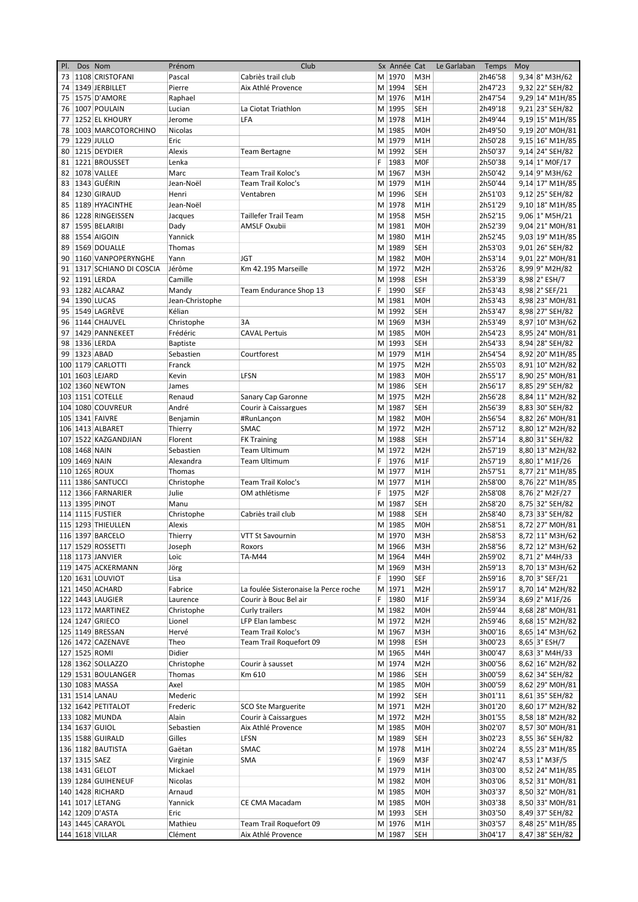| Pl. | Dos | Nom | Prénom | Club | Sx | Année | Cat | Le Garlaban | Temps | Moy | |
|---|---|---|---|---|---|---|---|---|---|---|---|
| 73 | 1108 | CRISTOFANI | Pascal | Cabriès trail club | M | 1970 | M3H | | 2h46'58 | 9,34 | 8° M3H/62 |
| 74 | 1349 | JERBILLET | Pierre | Aix Athlé Provence | M | 1994 | SEH | | 2h47'23 | 9,32 | 22° SEH/82 |
| 75 | 1575 | D'AMORE | Raphael | | M | 1976 | M1H | | 2h47'54 | 9,29 | 14° M1H/85 |
| 76 | 1007 | POULAIN | Lucian | La Ciotat Triathlon | M | 1995 | SEH | | 2h49'18 | 9,21 | 23° SEH/82 |
| 77 | 1252 | EL KHOURY | Jerome | LFA | M | 1978 | M1H | | 2h49'44 | 9,19 | 15° M1H/85 |
| 78 | 1003 | MARCOTORCHINO | Nicolas | | M | 1985 | M0H | | 2h49'50 | 9,19 | 20° M0H/81 |
| 79 | 1229 | JULLO | Eric | | M | 1979 | M1H | | 2h50'28 | 9,15 | 16° M1H/85 |
| 80 | 1215 | DEYDIER | Alexis | Team Bertagne | M | 1992 | SEH | | 2h50'37 | 9,14 | 24° SEH/82 |
| 81 | 1221 | BROUSSET | Lenka | | F | 1983 | M0F | | 2h50'38 | 9,14 | 1° M0F/17 |
| 82 | 1078 | VALLEE | Marc | Team Trail Koloc's | M | 1967 | M3H | | 2h50'42 | 9,14 | 9° M3H/62 |
| 83 | 1343 | GUÉRIN | Jean-Noël | Team Trail Koloc's | M | 1979 | M1H | | 2h50'44 | 9,14 | 17° M1H/85 |
| 84 | 1230 | GIRAUD | Henri | Ventabren | M | 1996 | SEH | | 2h51'03 | 9,12 | 25° SEH/82 |
| 85 | 1189 | HYACINTHE | Jean-Noël | | M | 1978 | M1H | | 2h51'29 | 9,10 | 18° M1H/85 |
| 86 | 1228 | RINGEISSEN | Jacques | Taillefer Trail Team | M | 1958 | M5H | | 2h52'15 | 9,06 | 1° M5H/21 |
| 87 | 1595 | BELARIBI | Dady | AMSLF Oxubii | M | 1981 | M0H | | 2h52'39 | 9,04 | 21° M0H/81 |
| 88 | 1554 | AIGOIN | Yannick | | M | 1980 | M1H | | 2h52'45 | 9,03 | 19° M1H/85 |
| 89 | 1569 | DOUALLE | Thomas | | M | 1989 | SEH | | 2h53'03 | 9,01 | 26° SEH/82 |
| 90 | 1160 | VANPOPERYNGHE | Yann | JGT | M | 1982 | M0H | | 2h53'14 | 9,01 | 22° M0H/81 |
| 91 | 1317 | SCHIANO DI COSCIA | Jérôme | Km 42.195 Marseille | M | 1972 | M2H | | 2h53'26 | 8,99 | 9° M2H/82 |
| 92 | 1191 | LERDA | Camille | | M | 1998 | ESH | | 2h53'39 | 8,98 | 2° ESH/7 |
| 93 | 1282 | ALCARAZ | Mandy | Team Endurance Shop 13 | F | 1990 | SEF | | 2h53'43 | 8,98 | 2° SEF/21 |
| 94 | 1390 | LUCAS | Jean-Christophe | | M | 1981 | M0H | | 2h53'43 | 8,98 | 23° M0H/81 |
| 95 | 1549 | LAGRÈVE | Kélian | | M | 1992 | SEH | | 2h53'47 | 8,98 | 27° SEH/82 |
| 96 | 1144 | CHAUVEL | Christophe | 3A | M | 1969 | M3H | | 2h53'49 | 8,97 | 10° M3H/62 |
| 97 | 1429 | PANNEKEET | Frédéric | CAVAL Pertuis | M | 1985 | M0H | | 2h54'23 | 8,95 | 24° M0H/81 |
| 98 | 1336 | LERDA | Baptiste | | M | 1993 | SEH | | 2h54'33 | 8,94 | 28° SEH/82 |
| 99 | 1323 | ABAD | Sebastien | Courtforest | M | 1979 | M1H | | 2h54'54 | 8,92 | 20° M1H/85 |
| 100 | 1179 | CARLOTTI | Franck | | M | 1975 | M2H | | 2h55'03 | 8,91 | 10° M2H/82 |
| 101 | 1603 | LEJARD | Kevin | LFSN | M | 1983 | M0H | | 2h55'17 | 8,90 | 25° M0H/81 |
| 102 | 1360 | NEWTON | James | | M | 1986 | SEH | | 2h56'17 | 8,85 | 29° SEH/82 |
| 103 | 1151 | COTELLE | Renaud | Sanary Cap Garonne | M | 1975 | M2H | | 2h56'28 | 8,84 | 11° M2H/82 |
| 104 | 1080 | COUVREUR | André | Courir à Caissargues | M | 1987 | SEH | | 2h56'39 | 8,83 | 30° SEH/82 |
| 105 | 1341 | FAIVRE | Benjamin | #RunLançon | M | 1982 | M0H | | 2h56'54 | 8,82 | 26° M0H/81 |
| 106 | 1413 | ALBARET | Thierry | SMAC | M | 1972 | M2H | | 2h57'12 | 8,80 | 12° M2H/82 |
| 107 | 1522 | KAZGANDJIAN | Florent | FK Training | M | 1988 | SEH | | 2h57'14 | 8,80 | 31° SEH/82 |
| 108 | 1468 | NAIN | Sebastien | Team Ultimum | M | 1972 | M2H | | 2h57'19 | 8,80 | 13° M2H/82 |
| 109 | 1469 | NAIN | Alexandra | Team Ultimum | F | 1976 | M1F | | 2h57'19 | 8,80 | 1° M1F/26 |
| 110 | 1265 | ROUX | Thomas | | M | 1977 | M1H | | 2h57'51 | 8,77 | 21° M1H/85 |
| 111 | 1386 | SANTUCCI | Christophe | Team Trail Koloc's | M | 1977 | M1H | | 2h58'00 | 8,76 | 22° M1H/85 |
| 112 | 1366 | FARNARIER | Julie | OM athlétisme | F | 1975 | M2F | | 2h58'08 | 8,76 | 2° M2F/27 |
| 113 | 1395 | PINOT | Manu | | M | 1987 | SEH | | 2h58'20 | 8,75 | 32° SEH/82 |
| 114 | 1115 | FUSTIER | Christophe | Cabriès trail club | M | 1988 | SEH | | 2h58'40 | 8,73 | 33° SEH/82 |
| 115 | 1293 | THIEULLEN | Alexis | | M | 1985 | M0H | | 2h58'51 | 8,72 | 27° M0H/81 |
| 116 | 1397 | BARCELO | Thierry | VTT St Savournin | M | 1970 | M3H | | 2h58'53 | 8,72 | 11° M3H/62 |
| 117 | 1529 | ROSSETTI | Joseph | Roxors | M | 1966 | M3H | | 2h58'56 | 8,72 | 12° M3H/62 |
| 118 | 1173 | JANVIER | Loïc | TA-M44 | M | 1964 | M4H | | 2h59'02 | 8,71 | 2° M4H/33 |
| 119 | 1475 | ACKERMANN | Jörg | | M | 1969 | M3H | | 2h59'13 | 8,70 | 13° M3H/62 |
| 120 | 1631 | LOUVIOT | Lisa | | F | 1990 | SEF | | 2h59'16 | 8,70 | 3° SEF/21 |
| 121 | 1450 | ACHARD | Fabrice | La foulée Sisteronaise la Perce roche | M | 1971 | M2H | | 2h59'17 | 8,70 | 14° M2H/82 |
| 122 | 1443 | LAUGIER | Laurence | Courir à Bouc Bel air | F | 1980 | M1F | | 2h59'34 | 8,69 | 2° M1F/26 |
| 123 | 1172 | MARTINEZ | Christophe | Curly trailers | M | 1982 | M0H | | 2h59'44 | 8,68 | 28° M0H/81 |
| 124 | 1247 | GRIECO | Lionel | LFP Elan lambesc | M | 1972 | M2H | | 2h59'46 | 8,68 | 15° M2H/82 |
| 125 | 1149 | BRESSAN | Hervé | Team Trail Koloc's | M | 1967 | M3H | | 3h00'16 | 8,65 | 14° M3H/62 |
| 126 | 1472 | CAZENAVE | Theo | Team Trail Roquefort 09 | M | 1998 | ESH | | 3h00'23 | 8,65 | 3° ESH/7 |
| 127 | 1525 | ROMI | Didier | | M | 1965 | M4H | | 3h00'47 | 8,63 | 3° M4H/33 |
| 128 | 1362 | SOLLAZZO | Christophe | Courir à sausset | M | 1974 | M2H | | 3h00'56 | 8,62 | 16° M2H/82 |
| 129 | 1531 | BOULANGER | Thomas | Km 610 | M | 1986 | SEH | | 3h00'59 | 8,62 | 34° SEH/82 |
| 130 | 1083 | MASSA | Axel | | M | 1985 | M0H | | 3h00'59 | 8,62 | 29° M0H/81 |
| 131 | 1514 | LANAU | Mederic | | M | 1992 | SEH | | 3h01'11 | 8,61 | 35° SEH/82 |
| 132 | 1642 | PETITALOT | Frederic | SCO Ste Marguerite | M | 1971 | M2H | | 3h01'20 | 8,60 | 17° M2H/82 |
| 133 | 1082 | MUNDA | Alain | Courir à Caissargues | M | 1972 | M2H | | 3h01'55 | 8,58 | 18° M2H/82 |
| 134 | 1637 | GUIOL | Sebastien | Aix Athlé Provence | M | 1985 | M0H | | 3h02'07 | 8,57 | 30° M0H/81 |
| 135 | 1588 | GUIRALD | Gilles | LFSN | M | 1989 | SEH | | 3h02'23 | 8,55 | 36° SEH/82 |
| 136 | 1182 | BAUTISTA | Gaëtan | SMAC | M | 1978 | M1H | | 3h02'24 | 8,55 | 23° M1H/85 |
| 137 | 1315 | SAEZ | Virginie | SMA | F | 1969 | M3F | | 3h02'43 | 8,53 | 1° M3F/5 |
| 138 | 1431 | GELOT | Mickael | | M | 1979 | M1H | | 3h03'00 | 8,52 | 24° M1H/85 |
| 139 | 1284 | GUIHENEUF | Nicolas | | M | 1982 | M0H | | 3h03'06 | 8,52 | 31° M0H/81 |
| 140 | 1428 | RICHARD | Arnaud | | M | 1985 | M0H | | 3h03'37 | 8,50 | 32° M0H/81 |
| 141 | 1017 | LETANG | Yannick | CE CMA Macadam | M | 1985 | M0H | | 3h03'38 | 8,50 | 33° M0H/81 |
| 142 | 1209 | D'ASTA | Eric | | M | 1993 | SEH | | 3h03'50 | 8,49 | 37° SEH/82 |
| 143 | 1445 | CARAYOL | Mathieu | Team Trail Roquefort 09 | M | 1976 | M1H | | 3h03'57 | 8,48 | 25° M1H/85 |
| 144 | 1618 | VILLAR | Clément | Aix Athlé Provence | M | 1987 | SEH | | 3h04'17 | 8,47 | 38° SEH/82 |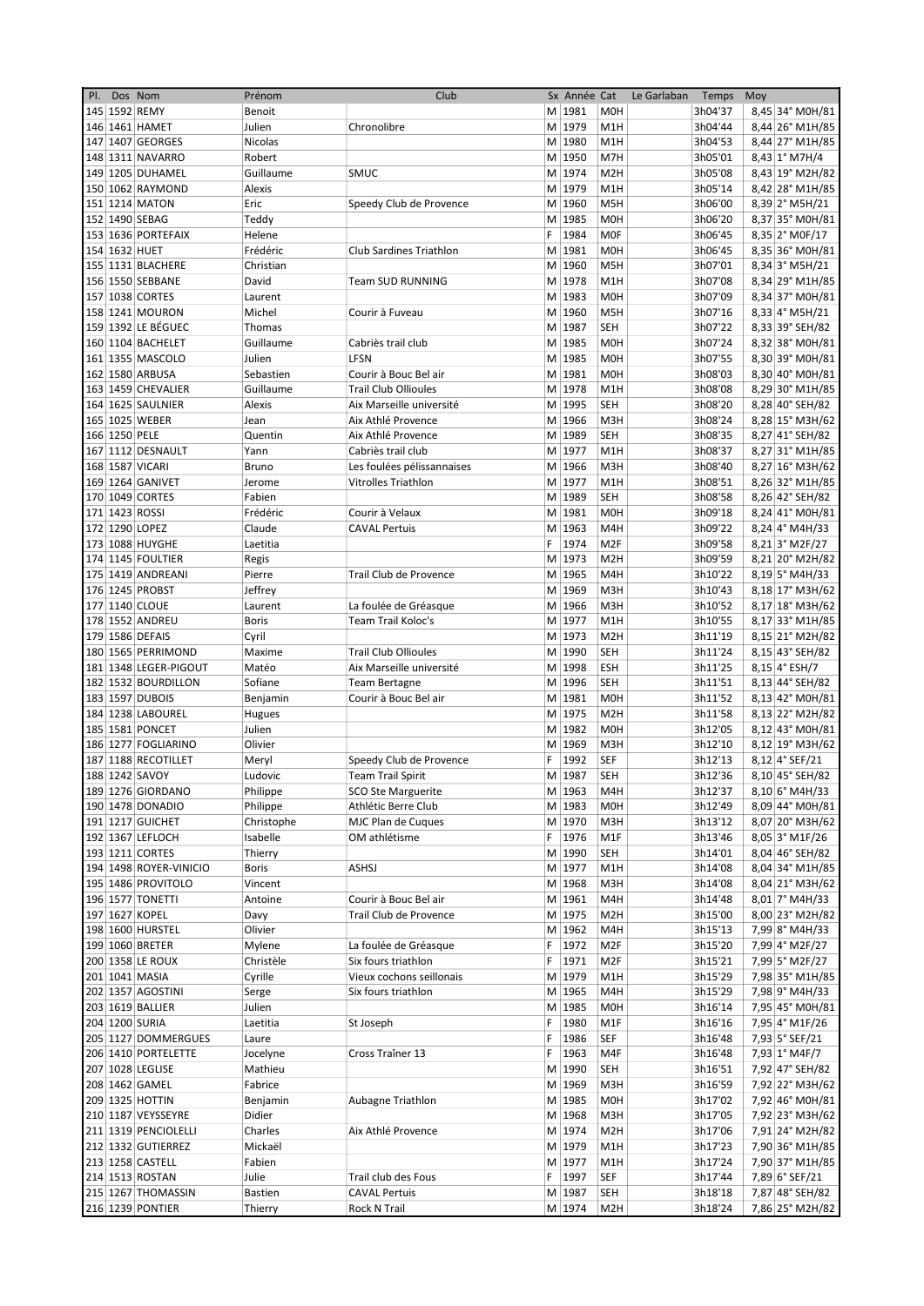| Pl. | Dos | Nom | Prénom | Club | Sx | Année | Cat | Le Garlaban | Temps | Moy |
|---|---|---|---|---|---|---|---|---|---|---|
| 145 | 1592 | REMY | Benoit | | M | 1981 | M0H | | 3h04'37 | 8,45 34° M0H/81 |
| 146 | 1461 | HAMET | Julien | Chronolibre | M | 1979 | M1H | | 3h04'44 | 8,44 26° M1H/85 |
| 147 | 1407 | GEORGES | Nicolas | | M | 1980 | M1H | | 3h04'53 | 8,44 27° M1H/85 |
| 148 | 1311 | NAVARRO | Robert | | M | 1950 | M7H | | 3h05'01 | 8,43 1° M7H/4 |
| 149 | 1205 | DUHAMEL | Guillaume | SMUC | M | 1974 | M2H | | 3h05'08 | 8,43 19° M2H/82 |
| 150 | 1062 | RAYMOND | Alexis | | M | 1979 | M1H | | 3h05'14 | 8,42 28° M1H/85 |
| 151 | 1214 | MATON | Eric | Speedy Club de Provence | M | 1960 | M5H | | 3h06'00 | 8,39 2° M5H/21 |
| 152 | 1490 | SEBAG | Teddy | | M | 1985 | M0H | | 3h06'20 | 8,37 35° M0H/81 |
| 153 | 1636 | PORTEFAIX | Helene | | F | 1984 | M0F | | 3h06'45 | 8,35 2° M0F/17 |
| 154 | 1632 | HUET | Frédéric | Club Sardines Triathlon | M | 1981 | M0H | | 3h06'45 | 8,35 36° M0H/81 |
| 155 | 1131 | BLACHERE | Christian | | M | 1960 | M5H | | 3h07'01 | 8,34 3° M5H/21 |
| 156 | 1550 | SEBBANE | David | Team SUD RUNNING | M | 1978 | M1H | | 3h07'08 | 8,34 29° M1H/85 |
| 157 | 1038 | CORTES | Laurent | | M | 1983 | M0H | | 3h07'09 | 8,34 37° M0H/81 |
| 158 | 1241 | MOURON | Michel | Courir à Fuveau | M | 1960 | M5H | | 3h07'16 | 8,33 4° M5H/21 |
| 159 | 1392 | LE BÉGUEC | Thomas | | M | 1987 | SEH | | 3h07'22 | 8,33 39° SEH/82 |
| 160 | 1104 | BACHELET | Guillaume | Cabriès trail club | M | 1985 | M0H | | 3h07'24 | 8,32 38° M0H/81 |
| 161 | 1355 | MASCOLO | Julien | LFSN | M | 1985 | M0H | | 3h07'55 | 8,30 39° M0H/81 |
| 162 | 1580 | ARBUSA | Sebastien | Courir à Bouc Bel air | M | 1981 | M0H | | 3h08'03 | 8,30 40° M0H/81 |
| 163 | 1459 | CHEVALIER | Guillaume | Trail Club Ollioules | M | 1978 | M1H | | 3h08'08 | 8,29 30° M1H/85 |
| 164 | 1625 | SAULNIER | Alexis | Aix Marseille université | M | 1995 | SEH | | 3h08'20 | 8,28 40° SEH/82 |
| 165 | 1025 | WEBER | Jean | Aix Athlé Provence | M | 1966 | M3H | | 3h08'24 | 8,28 15° M3H/62 |
| 166 | 1250 | PELE | Quentin | Aix Athlé Provence | M | 1989 | SEH | | 3h08'35 | 8,27 41° SEH/82 |
| 167 | 1112 | DESNAULT | Yann | Cabriès trail club | M | 1977 | M1H | | 3h08'37 | 8,27 31° M1H/85 |
| 168 | 1587 | VICARI | Bruno | Les foulées pélissannaises | M | 1966 | M3H | | 3h08'40 | 8,27 16° M3H/62 |
| 169 | 1264 | GANIVET | Jerome | Vitrolles Triathlon | M | 1977 | M1H | | 3h08'51 | 8,26 32° M1H/85 |
| 170 | 1049 | CORTES | Fabien | | M | 1989 | SEH | | 3h08'58 | 8,26 42° SEH/82 |
| 171 | 1423 | ROSSI | Frédéric | Courir à Velaux | M | 1981 | M0H | | 3h09'18 | 8,24 41° M0H/81 |
| 172 | 1290 | LOPEZ | Claude | CAVAL Pertuis | M | 1963 | M4H | | 3h09'22 | 8,24 4° M4H/33 |
| 173 | 1088 | HUYGHE | Laetitia | | F | 1974 | M2F | | 3h09'58 | 8,21 3° M2F/27 |
| 174 | 1145 | FOULTIER | Regis | | M | 1973 | M2H | | 3h09'59 | 8,21 20° M2H/82 |
| 175 | 1419 | ANDREANI | Pierre | Trail Club de Provence | M | 1965 | M4H | | 3h10'22 | 8,19 5° M4H/33 |
| 176 | 1245 | PROBST | Jeffrey | | M | 1969 | M3H | | 3h10'43 | 8,18 17° M3H/62 |
| 177 | 1140 | CLOUE | Laurent | La foulée de Gréasque | M | 1966 | M3H | | 3h10'52 | 8,17 18° M3H/62 |
| 178 | 1552 | ANDREU | Boris | Team Trail Koloc's | M | 1977 | M1H | | 3h10'55 | 8,17 33° M1H/85 |
| 179 | 1586 | DEFAIS | Cyril | | M | 1973 | M2H | | 3h11'19 | 8,15 21° M2H/82 |
| 180 | 1565 | PERRIMOND | Maxime | Trail Club Ollioules | M | 1990 | SEH | | 3h11'24 | 8,15 43° SEH/82 |
| 181 | 1348 | LEGER-PIGOUT | Matéo | Aix Marseille université | M | 1998 | ESH | | 3h11'25 | 8,15 4° ESH/7 |
| 182 | 1532 | BOURDILLON | Sofiane | Team Bertagne | M | 1996 | SEH | | 3h11'51 | 8,13 44° SEH/82 |
| 183 | 1597 | DUBOIS | Benjamin | Courir à Bouc Bel air | M | 1981 | M0H | | 3h11'52 | 8,13 42° M0H/81 |
| 184 | 1238 | LABOUREL | Hugues | | M | 1975 | M2H | | 3h11'58 | 8,13 22° M2H/82 |
| 185 | 1581 | PONCET | Julien | | M | 1982 | M0H | | 3h12'05 | 8,12 43° M0H/81 |
| 186 | 1277 | FOGLIARINO | Olivier | | M | 1969 | M3H | | 3h12'10 | 8,12 19° M3H/62 |
| 187 | 1188 | RECOTILLET | Meryl | Speedy Club de Provence | F | 1992 | SEF | | 3h12'13 | 8,12 4° SEF/21 |
| 188 | 1242 | SAVOY | Ludovic | Team Trail Spirit | M | 1987 | SEH | | 3h12'36 | 8,10 45° SEH/82 |
| 189 | 1276 | GIORDANO | Philippe | SCO Ste Marguerite | M | 1963 | M4H | | 3h12'37 | 8,10 6° M4H/33 |
| 190 | 1478 | DONADIO | Philippe | Athlétic Berre Club | M | 1983 | M0H | | 3h12'49 | 8,09 44° M0H/81 |
| 191 | 1217 | GUICHET | Christophe | MJC Plan de Cuques | M | 1970 | M3H | | 3h13'12 | 8,07 20° M3H/62 |
| 192 | 1367 | LEFLOCH | Isabelle | OM athlétisme | F | 1976 | M1F | | 3h13'46 | 8,05 3° M1F/26 |
| 193 | 1211 | CORTES | Thierry | | M | 1990 | SEH | | 3h14'01 | 8,04 46° SEH/82 |
| 194 | 1498 | ROYER-VINICIO | Boris | ASHSJ | M | 1977 | M1H | | 3h14'08 | 8,04 34° M1H/85 |
| 195 | 1486 | PROVITOLO | Vincent | | M | 1968 | M3H | | 3h14'08 | 8,04 21° M3H/62 |
| 196 | 1577 | TONETTI | Antoine | Courir à Bouc Bel air | M | 1961 | M4H | | 3h14'48 | 8,01 7° M4H/33 |
| 197 | 1627 | KOPEL | Davy | Trail Club de Provence | M | 1975 | M2H | | 3h15'00 | 8,00 23° M2H/82 |
| 198 | 1600 | HURSTEL | Olivier | | M | 1962 | M4H | | 3h15'13 | 7,99 8° M4H/33 |
| 199 | 1060 | BRETER | Mylene | La foulée de Gréasque | F | 1972 | M2F | | 3h15'20 | 7,99 4° M2F/27 |
| 200 | 1358 | LE ROUX | Christèle | Six fours triathlon | F | 1971 | M2F | | 3h15'21 | 7,99 5° M2F/27 |
| 201 | 1041 | MASIA | Cyrille | Vieux cochons seillonais | M | 1979 | M1H | | 3h15'29 | 7,98 35° M1H/85 |
| 202 | 1357 | AGOSTINI | Serge | Six fours triathlon | M | 1965 | M4H | | 3h15'29 | 7,98 9° M4H/33 |
| 203 | 1619 | BALLIER | Julien | | M | 1985 | M0H | | 3h16'14 | 7,95 45° M0H/81 |
| 204 | 1200 | SURIA | Laetitia | St Joseph | F | 1980 | M1F | | 3h16'16 | 7,95 4° M1F/26 |
| 205 | 1127 | DOMMERGUES | Laure | | F | 1986 | SEF | | 3h16'48 | 7,93 5° SEF/21 |
| 206 | 1410 | PORTELETTE | Jocelyne | Cross Traîner 13 | F | 1963 | M4F | | 3h16'48 | 7,93 1° M4F/7 |
| 207 | 1028 | LEGLISE | Mathieu | | M | 1990 | SEH | | 3h16'51 | 7,92 47° SEH/82 |
| 208 | 1462 | GAMEL | Fabrice | | M | 1969 | M3H | | 3h16'59 | 7,92 22° M3H/62 |
| 209 | 1325 | HOTTIN | Benjamin | Aubagne Triathlon | M | 1985 | M0H | | 3h17'02 | 7,92 46° M0H/81 |
| 210 | 1187 | VEYSSEYRE | Didier | | M | 1968 | M3H | | 3h17'05 | 7,92 23° M3H/62 |
| 211 | 1319 | PENCIOLELLI | Charles | Aix Athlé Provence | M | 1974 | M2H | | 3h17'06 | 7,91 24° M2H/82 |
| 212 | 1332 | GUTIERREZ | Mickaël | | M | 1979 | M1H | | 3h17'23 | 7,90 36° M1H/85 |
| 213 | 1258 | CASTELL | Fabien | | M | 1977 | M1H | | 3h17'24 | 7,90 37° M1H/85 |
| 214 | 1513 | ROSTAN | Julie | Trail club des Fous | F | 1997 | SEF | | 3h17'44 | 7,89 6° SEF/21 |
| 215 | 1267 | THOMASSIN | Bastien | CAVAL Pertuis | M | 1987 | SEH | | 3h18'18 | 7,87 48° SEH/82 |
| 216 | 1239 | PONTIER | Thierry | Rock N Trail | M | 1974 | M2H | | 3h18'24 | 7,86 25° M2H/82 |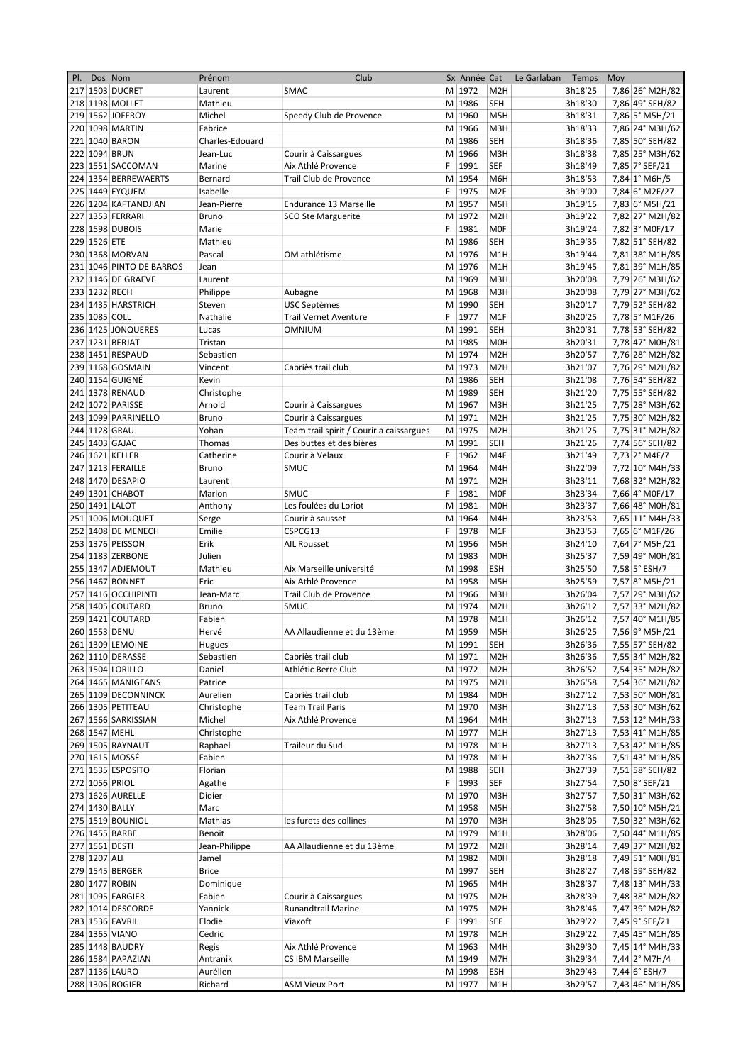| Pl. | Dos | Nom | Prénom | Club | Sx | Année | Cat | Le Garlaban | Temps | Moy | |
|---|---|---|---|---|---|---|---|---|---|---|---|
| 217 | 1503 | DUCRET | Laurent | SMAC | M | 1972 | M2H | | 3h18'25 | 7,86 | 26° M2H/82 |
| 218 | 1198 | MOLLET | Mathieu | | M | 1986 | SEH | | 3h18'30 | 7,86 | 49° SEH/82 |
| 219 | 1562 | JOFFROY | Michel | Speedy Club de Provence | M | 1960 | M5H | | 3h18'31 | 7,86 | 5° M5H/21 |
| 220 | 1098 | MARTIN | Fabrice | | M | 1966 | M3H | | 3h18'33 | 7,86 | 24° M3H/62 |
| 221 | 1040 | BARON | Charles-Edouard | | M | 1986 | SEH | | 3h18'36 | 7,85 | 50° SEH/82 |
| 222 | 1094 | BRUN | Jean-Luc | Courir à Caissargues | M | 1966 | M3H | | 3h18'38 | 7,85 | 25° M3H/62 |
| 223 | 1551 | SACCOMAN | Marine | Aix Athlé Provence | F | 1991 | SEF | | 3h18'49 | 7,85 | 7° SEF/21 |
| 224 | 1354 | BERREWAERTS | Bernard | Trail Club de Provence | M | 1954 | M6H | | 3h18'53 | 7,84 | 1° M6H/5 |
| 225 | 1449 | EYQUEM | Isabelle | | F | 1975 | M2F | | 3h19'00 | 7,84 | 6° M2F/27 |
| 226 | 1204 | KAFTANDJIAN | Jean-Pierre | Endurance 13 Marseille | M | 1957 | M5H | | 3h19'15 | 7,83 | 6° M5H/21 |
| 227 | 1353 | FERRARI | Bruno | SCO Ste Marguerite | M | 1972 | M2H | | 3h19'22 | 7,82 | 27° M2H/82 |
| 228 | 1598 | DUBOIS | Marie | | F | 1981 | M0F | | 3h19'24 | 7,82 | 3° M0F/17 |
| 229 | 1526 | ETE | Mathieu | | M | 1986 | SEH | | 3h19'35 | 7,82 | 51° SEH/82 |
| 230 | 1368 | MORVAN | Pascal | OM athlétisme | M | 1976 | M1H | | 3h19'44 | 7,81 | 38° M1H/85 |
| 231 | 1046 | PINTO DE BARROS | Jean | | M | 1976 | M1H | | 3h19'45 | 7,81 | 39° M1H/85 |
| 232 | 1146 | DE GRAEVE | Laurent | | M | 1969 | M3H | | 3h20'08 | 7,79 | 26° M3H/62 |
| 233 | 1232 | RECH | Philippe | Aubagne | M | 1968 | M3H | | 3h20'08 | 7,79 | 27° M3H/62 |
| 234 | 1435 | HARSTRICH | Steven | USC Septèmes | M | 1990 | SEH | | 3h20'17 | 7,79 | 52° SEH/82 |
| 235 | 1085 | COLL | Nathalie | Trail Vernet Aventure | F | 1977 | M1F | | 3h20'25 | 7,78 | 5° M1F/26 |
| 236 | 1425 | JONQUERES | Lucas | OMNIUM | M | 1991 | SEH | | 3h20'31 | 7,78 | 53° SEH/82 |
| 237 | 1231 | BERJAT | Tristan | | M | 1985 | M0H | | 3h20'31 | 7,78 | 47° M0H/81 |
| 238 | 1451 | RESPAUD | Sebastien | | M | 1974 | M2H | | 3h20'57 | 7,76 | 28° M2H/82 |
| 239 | 1168 | GOSMAIN | Vincent | Cabriès trail club | M | 1973 | M2H | | 3h21'07 | 7,76 | 29° M2H/82 |
| 240 | 1154 | GUIGNÉ | Kevin | | M | 1986 | SEH | | 3h21'08 | 7,76 | 54° SEH/82 |
| 241 | 1378 | RENAUD | Christophe | | M | 1989 | SEH | | 3h21'20 | 7,75 | 55° SEH/82 |
| 242 | 1072 | PARISSE | Arnold | Courir à Caissargues | M | 1967 | M3H | | 3h21'25 | 7,75 | 28° M3H/62 |
| 243 | 1099 | PARRINELLO | Bruno | Courir à Caissargues | M | 1971 | M2H | | 3h21'25 | 7,75 | 30° M2H/82 |
| 244 | 1128 | GRAU | Yohan | Team trail spirit / Courir a caissargues | M | 1975 | M2H | | 3h21'25 | 7,75 | 31° M2H/82 |
| 245 | 1403 | GAJAC | Thomas | Des buttes et des bières | M | 1991 | SEH | | 3h21'26 | 7,74 | 56° SEH/82 |
| 246 | 1621 | KELLER | Catherine | Courir à Velaux | F | 1962 | M4F | | 3h21'49 | 7,73 | 2° M4F/7 |
| 247 | 1213 | FERAILLE | Bruno | SMUC | M | 1964 | M4H | | 3h22'09 | 7,72 | 10° M4H/33 |
| 248 | 1470 | DESAPIO | Laurent | | M | 1971 | M2H | | 3h23'11 | 7,68 | 32° M2H/82 |
| 249 | 1301 | CHABOT | Marion | SMUC | F | 1981 | M0F | | 3h23'34 | 7,66 | 4° M0F/17 |
| 250 | 1491 | LALOT | Anthony | Les foulées du Loriot | M | 1981 | M0H | | 3h23'37 | 7,66 | 48° M0H/81 |
| 251 | 1006 | MOUQUET | Serge | Courir à sausset | M | 1964 | M4H | | 3h23'53 | 7,65 | 11° M4H/33 |
| 252 | 1408 | DE MENECH | Emilie | CSPCG13 | F | 1978 | M1F | | 3h23'53 | 7,65 | 6° M1F/26 |
| 253 | 1376 | PEISSON | Erik | AIL Rousset | M | 1956 | M5H | | 3h24'10 | 7,64 | 7° M5H/21 |
| 254 | 1183 | ZERBONE | Julien | | M | 1983 | M0H | | 3h25'37 | 7,59 | 49° M0H/81 |
| 255 | 1347 | ADJEMOUT | Mathieu | Aix Marseille université | M | 1998 | ESH | | 3h25'50 | 7,58 | 5° ESH/7 |
| 256 | 1467 | BONNET | Eric | Aix Athlé Provence | M | 1958 | M5H | | 3h25'59 | 7,57 | 8° M5H/21 |
| 257 | 1416 | OCCHIPINTI | Jean-Marc | Trail Club de Provence | M | 1966 | M3H | | 3h26'04 | 7,57 | 29° M3H/62 |
| 258 | 1405 | COUTARD | Bruno | SMUC | M | 1974 | M2H | | 3h26'12 | 7,57 | 33° M2H/82 |
| 259 | 1421 | COUTARD | Fabien | | M | 1978 | M1H | | 3h26'12 | 7,57 | 40° M1H/85 |
| 260 | 1553 | DENU | Hervé | AA Allaudienne et du 13ème | M | 1959 | M5H | | 3h26'25 | 7,56 | 9° M5H/21 |
| 261 | 1309 | LEMOINE | Hugues | | M | 1991 | SEH | | 3h26'36 | 7,55 | 57° SEH/82 |
| 262 | 1110 | DERASSE | Sebastien | Cabriès trail club | M | 1971 | M2H | | 3h26'36 | 7,55 | 34° M2H/82 |
| 263 | 1504 | LORILLO | Daniel | Athlétic Berre Club | M | 1972 | M2H | | 3h26'52 | 7,54 | 35° M2H/82 |
| 264 | 1465 | MANIGEANS | Patrice | | M | 1975 | M2H | | 3h26'58 | 7,54 | 36° M2H/82 |
| 265 | 1109 | DECONNINCK | Aurelien | Cabriès trail club | M | 1984 | M0H | | 3h27'12 | 7,53 | 50° M0H/81 |
| 266 | 1305 | PETITEAU | Christophe | Team Trail Paris | M | 1970 | M3H | | 3h27'13 | 7,53 | 30° M3H/62 |
| 267 | 1566 | SARKISSIAN | Michel | Aix Athlé Provence | M | 1964 | M4H | | 3h27'13 | 7,53 | 12° M4H/33 |
| 268 | 1547 | MEHL | Christophe | | M | 1977 | M1H | | 3h27'13 | 7,53 | 41° M1H/85 |
| 269 | 1505 | RAYNAUT | Raphael | Traileur du Sud | M | 1978 | M1H | | 3h27'13 | 7,53 | 42° M1H/85 |
| 270 | 1615 | MOSSÉ | Fabien | | M | 1978 | M1H | | 3h27'36 | 7,51 | 43° M1H/85 |
| 271 | 1535 | ESPOSITO | Florian | | M | 1988 | SEH | | 3h27'39 | 7,51 | 58° SEH/82 |
| 272 | 1056 | PRIOL | Agathe | | F | 1993 | SEF | | 3h27'54 | 7,50 | 8° SEF/21 |
| 273 | 1626 | AURELLE | Didier | | M | 1970 | M3H | | 3h27'57 | 7,50 | 31° M3H/62 |
| 274 | 1430 | BALLY | Marc | | M | 1958 | M5H | | 3h27'58 | 7,50 | 10° M5H/21 |
| 275 | 1519 | BOUNIOL | Mathias | les furets des collines | M | 1970 | M3H | | 3h28'05 | 7,50 | 32° M3H/62 |
| 276 | 1455 | BARBE | Benoit | | M | 1979 | M1H | | 3h28'06 | 7,50 | 44° M1H/85 |
| 277 | 1561 | DESTI | Jean-Philippe | AA Allaudienne et du 13ème | M | 1972 | M2H | | 3h28'14 | 7,49 | 37° M2H/82 |
| 278 | 1207 | ALI | Jamel | | M | 1982 | M0H | | 3h28'18 | 7,49 | 51° M0H/81 |
| 279 | 1545 | BERGER | Brice | | M | 1997 | SEH | | 3h28'27 | 7,48 | 59° SEH/82 |
| 280 | 1477 | ROBIN | Dominique | | M | 1965 | M4H | | 3h28'37 | 7,48 | 13° M4H/33 |
| 281 | 1095 | FARGIER | Fabien | Courir à Caissargues | M | 1975 | M2H | | 3h28'39 | 7,48 | 38° M2H/82 |
| 282 | 1014 | DESCORDE | Yannick | Runandtrail Marine | M | 1975 | M2H | | 3h28'46 | 7,47 | 39° M2H/82 |
| 283 | 1536 | FAVRIL | Elodie | Viaxoft | F | 1991 | SEF | | 3h29'22 | 7,45 | 9° SEF/21 |
| 284 | 1365 | VIANO | Cedric | | M | 1978 | M1H | | 3h29'22 | 7,45 | 45° M1H/85 |
| 285 | 1448 | BAUDRY | Regis | Aix Athlé Provence | M | 1963 | M4H | | 3h29'30 | 7,45 | 14° M4H/33 |
| 286 | 1584 | PAPAZIAN | Antranik | CS IBM Marseille | M | 1949 | M7H | | 3h29'34 | 7,44 | 2° M7H/4 |
| 287 | 1136 | LAURO | Aurélien | | M | 1998 | ESH | | 3h29'43 | 7,44 | 6° ESH/7 |
| 288 | 1306 | ROGIER | Richard | ASM Vieux Port | M | 1977 | M1H | | 3h29'57 | 7,43 | 46° M1H/85 |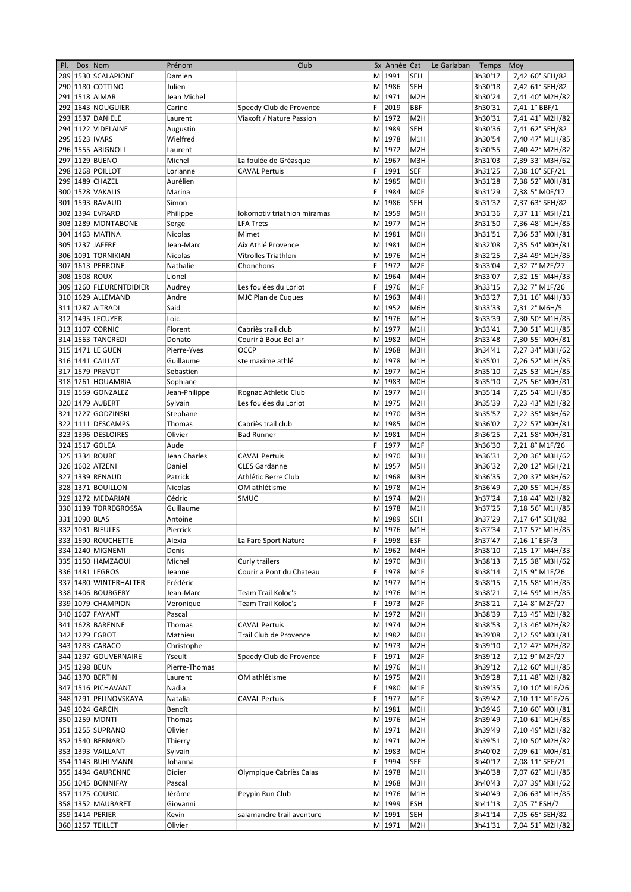| Pl. | Dos | Nom | Prénom | Club | Sx | Année | Cat | Le Garlaban | Temps | Moy | |
|---|---|---|---|---|---|---|---|---|---|---|---|
| 289 | 1530 | SCALAPIONE | Damien | | M | 1991 | SEH | | 3h30'17 | 7,42 | 60° SEH/82 |
| 290 | 1180 | COTTINO | Julien | | M | 1986 | SEH | | 3h30'18 | 7,42 | 61° SEH/82 |
| 291 | 1518 | AIMAR | Jean Michel | | M | 1971 | M2H | | 3h30'24 | 7,41 | 40° M2H/82 |
| 292 | 1643 | NOUGUIER | Carine | Speedy Club de Provence | F | 2019 | BBF | | 3h30'31 | 7,41 | 1° BBF/1 |
| 293 | 1537 | DANIELE | Laurent | Viaxoft / Nature Passion | M | 1972 | M2H | | 3h30'31 | 7,41 | 41° M2H/82 |
| 294 | 1122 | VIDELAINE | Augustin | | M | 1989 | SEH | | 3h30'36 | 7,41 | 62° SEH/82 |
| 295 | 1523 | IVARS | Wielfred | | M | 1978 | M1H | | 3h30'54 | 7,40 | 47° M1H/85 |
| 296 | 1555 | ABIGNOLI | Laurent | | M | 1972 | M2H | | 3h30'55 | 7,40 | 42° M2H/82 |
| 297 | 1129 | BUENO | Michel | La foulée de Gréasque | M | 1967 | M3H | | 3h31'03 | 7,39 | 33° M3H/62 |
| 298 | 1268 | POILLOT | Lorianne | CAVAL Pertuis | F | 1991 | SEF | | 3h31'25 | 7,38 | 10° SEF/21 |
| 299 | 1489 | CHAZEL | Aurélien | | M | 1985 | M0H | | 3h31'28 | 7,38 | 52° M0H/81 |
| 300 | 1528 | VAKALIS | Marina | | F | 1984 | M0F | | 3h31'29 | 7,38 | 5° M0F/17 |
| 301 | 1593 | RAVAUD | Simon | | M | 1986 | SEH | | 3h31'32 | 7,37 | 63° SEH/82 |
| 302 | 1394 | EVRARD | Philippe | lokomotiv triathlon miramas | M | 1959 | M5H | | 3h31'36 | 7,37 | 11° M5H/21 |
| 303 | 1289 | MONTABONE | Serge | LFA Trets | M | 1977 | M1H | | 3h31'50 | 7,36 | 48° M1H/85 |
| 304 | 1463 | MATINA | Nicolas | Mimet | M | 1981 | M0H | | 3h31'51 | 7,36 | 53° M0H/81 |
| 305 | 1237 | JAFFRE | Jean-Marc | Aix Athlé Provence | M | 1981 | M0H | | 3h32'08 | 7,35 | 54° M0H/81 |
| 306 | 1091 | TORNIKIAN | Nicolas | Vitrolles Triathlon | M | 1976 | M1H | | 3h32'25 | 7,34 | 49° M1H/85 |
| 307 | 1613 | PERRONE | Nathalie | Chonchons | F | 1972 | M2F | | 3h33'04 | 7,32 | 7° M2F/27 |
| 308 | 1508 | ROUX | Lionel | | M | 1964 | M4H | | 3h33'07 | 7,32 | 15° M4H/33 |
| 309 | 1260 | FLEURENTDIDIER | Audrey | Les foulées du Loriot | F | 1976 | M1F | | 3h33'15 | 7,32 | 7° M1F/26 |
| 310 | 1629 | ALLEMAND | Andre | MJC Plan de Cuques | M | 1963 | M4H | | 3h33'27 | 7,31 | 16° M4H/33 |
| 311 | 1287 | AITRADI | Said | | M | 1952 | M6H | | 3h33'33 | 7,31 | 2° M6H/5 |
| 312 | 1495 | LECUYER | Loic | | M | 1976 | M1H | | 3h33'39 | 7,30 | 50° M1H/85 |
| 313 | 1107 | CORNIC | Florent | Cabriès trail club | M | 1977 | M1H | | 3h33'41 | 7,30 | 51° M1H/85 |
| 314 | 1563 | TANCREDI | Donato | Courir à Bouc Bel air | M | 1982 | M0H | | 3h33'48 | 7,30 | 55° M0H/81 |
| 315 | 1471 | LE GUEN | Pierre-Yves | OCCP | M | 1968 | M3H | | 3h34'41 | 7,27 | 34° M3H/62 |
| 316 | 1441 | CAILLAT | Guillaume | ste maxime athlé | M | 1978 | M1H | | 3h35'01 | 7,26 | 52° M1H/85 |
| 317 | 1579 | PREVOT | Sebastien | | M | 1977 | M1H | | 3h35'10 | 7,25 | 53° M1H/85 |
| 318 | 1261 | HOUAMRIA | Sophiane | | M | 1983 | M0H | | 3h35'10 | 7,25 | 56° M0H/81 |
| 319 | 1559 | GONZALEZ | Jean-Philippe | Rognac Athletic Club | M | 1977 | M1H | | 3h35'14 | 7,25 | 54° M1H/85 |
| 320 | 1479 | AUBERT | Sylvain | Les foulées du Loriot | M | 1975 | M2H | | 3h35'39 | 7,23 | 43° M2H/82 |
| 321 | 1227 | GODZINSKI | Stephane | | M | 1970 | M3H | | 3h35'57 | 7,22 | 35° M3H/62 |
| 322 | 1111 | DESCAMPS | Thomas | Cabriès trail club | M | 1985 | M0H | | 3h36'02 | 7,22 | 57° M0H/81 |
| 323 | 1396 | DESLOIRES | Olivier | Bad Runner | M | 1981 | M0H | | 3h36'25 | 7,21 | 58° M0H/81 |
| 324 | 1517 | GOLEA | Aude | | F | 1977 | M1F | | 3h36'30 | 7,21 | 8° M1F/26 |
| 325 | 1334 | ROURE | Jean Charles | CAVAL Pertuis | M | 1970 | M3H | | 3h36'31 | 7,20 | 36° M3H/62 |
| 326 | 1602 | ATZENI | Daniel | CLES Gardanne | M | 1957 | M5H | | 3h36'32 | 7,20 | 12° M5H/21 |
| 327 | 1339 | RENAUD | Patrick | Athlétic Berre Club | M | 1968 | M3H | | 3h36'35 | 7,20 | 37° M3H/62 |
| 328 | 1371 | BOUILLON | Nicolas | OM athlétisme | M | 1978 | M1H | | 3h36'49 | 7,20 | 55° M1H/85 |
| 329 | 1272 | MEDARIAN | Cédric | SMUC | M | 1974 | M2H | | 3h37'24 | 7,18 | 44° M2H/82 |
| 330 | 1139 | TORREGROSSA | Guillaume | | M | 1978 | M1H | | 3h37'25 | 7,18 | 56° M1H/85 |
| 331 | 1090 | BLAS | Antoine | | M | 1989 | SEH | | 3h37'29 | 7,17 | 64° SEH/82 |
| 332 | 1031 | BIEULES | Pierrick | | M | 1976 | M1H | | 3h37'34 | 7,17 | 57° M1H/85 |
| 333 | 1590 | ROUCHETTE | Alexia | La Fare Sport Nature | F | 1998 | ESF | | 3h37'47 | 7,16 | 1° ESF/3 |
| 334 | 1240 | MIGNEMI | Denis | | M | 1962 | M4H | | 3h38'10 | 7,15 | 17° M4H/33 |
| 335 | 1150 | HAMZAOUI | Michel | Curly trailers | M | 1970 | M3H | | 3h38'13 | 7,15 | 38° M3H/62 |
| 336 | 1481 | LEGROS | Jeanne | Courir a Pont du Chateau | F | 1978 | M1F | | 3h38'14 | 7,15 | 9° M1F/26 |
| 337 | 1480 | WINTERHALTER | Frédéric | | M | 1977 | M1H | | 3h38'15 | 7,15 | 58° M1H/85 |
| 338 | 1406 | BOURGERY | Jean-Marc | Team Trail Koloc's | M | 1976 | M1H | | 3h38'21 | 7,14 | 59° M1H/85 |
| 339 | 1079 | CHAMPION | Veronique | Team Trail Koloc's | F | 1973 | M2F | | 3h38'21 | 7,14 | 8° M2F/27 |
| 340 | 1607 | FAYANT | Pascal | | M | 1972 | M2H | | 3h38'39 | 7,13 | 45° M2H/82 |
| 341 | 1628 | BARENNE | Thomas | CAVAL Pertuis | M | 1974 | M2H | | 3h38'53 | 7,13 | 46° M2H/82 |
| 342 | 1279 | EGROT | Mathieu | Trail Club de Provence | M | 1982 | M0H | | 3h39'08 | 7,12 | 59° M0H/81 |
| 343 | 1283 | CARACO | Christophe | | M | 1973 | M2H | | 3h39'10 | 7,12 | 47° M2H/82 |
| 344 | 1297 | GOUVERNAIRE | Yseult | Speedy Club de Provence | F | 1971 | M2F | | 3h39'12 | 7,12 | 9° M2F/27 |
| 345 | 1298 | BEUN | Pierre-Thomas | | M | 1976 | M1H | | 3h39'12 | 7,12 | 60° M1H/85 |
| 346 | 1370 | BERTIN | Laurent | OM athlétisme | M | 1975 | M2H | | 3h39'28 | 7,11 | 48° M2H/82 |
| 347 | 1516 | PICHAVANT | Nadia | | F | 1980 | M1F | | 3h39'35 | 7,10 | 10° M1F/26 |
| 348 | 1291 | PELINOVSKAYA | Natalia | CAVAL Pertuis | F | 1977 | M1F | | 3h39'42 | 7,10 | 11° M1F/26 |
| 349 | 1024 | GARCIN | Benoît | | M | 1981 | M0H | | 3h39'46 | 7,10 | 60° M0H/81 |
| 350 | 1259 | MONTI | Thomas | | M | 1976 | M1H | | 3h39'49 | 7,10 | 61° M1H/85 |
| 351 | 1255 | SUPRANO | Olivier | | M | 1971 | M2H | | 3h39'49 | 7,10 | 49° M2H/82 |
| 352 | 1540 | BERNARD | Thierry | | M | 1971 | M2H | | 3h39'51 | 7,10 | 50° M2H/82 |
| 353 | 1393 | VAILLANT | Sylvain | | M | 1983 | M0H | | 3h40'02 | 7,09 | 61° M0H/81 |
| 354 | 1143 | BUHLMANN | Johanna | | F | 1994 | SEF | | 3h40'17 | 7,08 | 11° SEF/21 |
| 355 | 1494 | GAURENNE | Didier | Olympique Cabriès Calas | M | 1978 | M1H | | 3h40'38 | 7,07 | 62° M1H/85 |
| 356 | 1045 | BONNIFAY | Pascal | | M | 1968 | M3H | | 3h40'43 | 7,07 | 39° M3H/62 |
| 357 | 1175 | COURIC | Jérôme | Peypin Run Club | M | 1976 | M1H | | 3h40'49 | 7,06 | 63° M1H/85 |
| 358 | 1352 | MAUBARET | Giovanni | | M | 1999 | ESH | | 3h41'13 | 7,05 | 7° ESH/7 |
| 359 | 1414 | PERIER | Kevin | salamandre trail aventure | M | 1991 | SEH | | 3h41'14 | 7,05 | 65° SEH/82 |
| 360 | 1257 | TEILLET | Olivier | | M | 1971 | M2H | | 3h41'31 | 7,04 | 51° M2H/82 |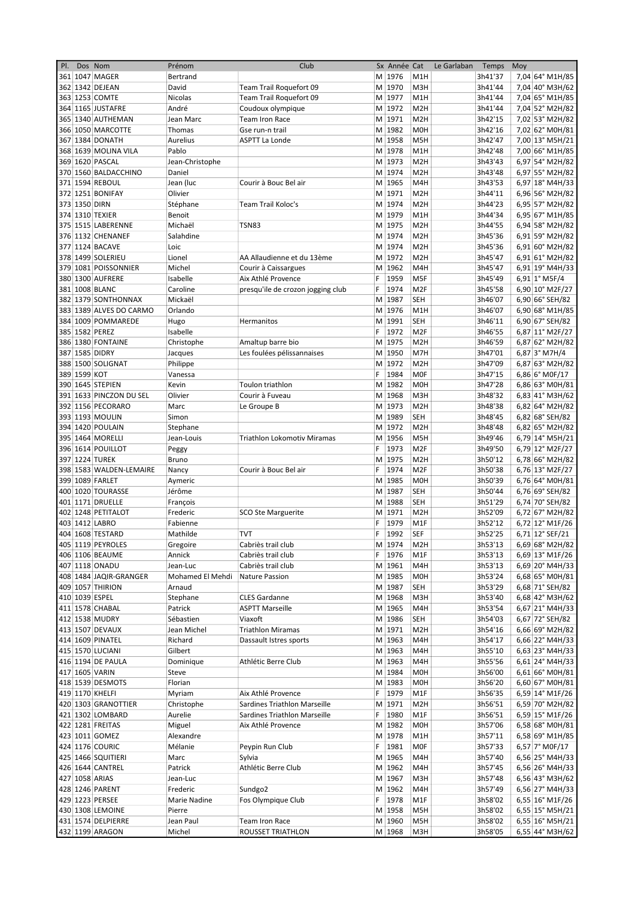| Pl. | Dos | Nom | Prénom | Club | Sx | Année | Cat | Le Garlaban | Temps | Moy | |
|---|---|---|---|---|---|---|---|---|---|---|---|
| 361 | 1047 | MAGER | Bertrand | | M | 1976 | M1H | | 3h41'37 | 7,04 | 64° M1H/85 |
| 362 | 1342 | DEJEAN | David | Team Trail Roquefort 09 | M | 1970 | M3H | | 3h41'44 | 7,04 | 40° M3H/62 |
| 363 | 1253 | COMTE | Nicolas | Team Trail Roquefort 09 | M | 1977 | M1H | | 3h41'44 | 7,04 | 65° M1H/85 |
| 364 | 1165 | JUSTAFRE | André | Coudoux olympique | M | 1972 | M2H | | 3h41'44 | 7,04 | 52° M2H/82 |
| 365 | 1340 | AUTHEMAN | Jean Marc | Team Iron Race | M | 1971 | M2H | | 3h42'15 | 7,02 | 53° M2H/82 |
| 366 | 1050 | MARCOTTE | Thomas | Gse run-n trail | M | 1982 | M0H | | 3h42'16 | 7,02 | 62° M0H/81 |
| 367 | 1384 | DONATH | Aurelius | ASPTT La Londe | M | 1958 | M5H | | 3h42'47 | 7,00 | 13° M5H/21 |
| 368 | 1639 | MOLINA VILA | Pablo | | M | 1978 | M1H | | 3h42'48 | 7,00 | 66° M1H/85 |
| 369 | 1620 | PASCAL | Jean-Christophe | | M | 1973 | M2H | | 3h43'43 | 6,97 | 54° M2H/82 |
| 370 | 1560 | BALDACCHINO | Daniel | | M | 1974 | M2H | | 3h43'48 | 6,97 | 55° M2H/82 |
| 371 | 1594 | REBOUL | Jean (luc | Courir à Bouc Bel air | M | 1965 | M4H | | 3h43'53 | 6,97 | 18° M4H/33 |
| 372 | 1251 | BONIFAY | Olivier | | M | 1971 | M2H | | 3h44'11 | 6,96 | 56° M2H/82 |
| 373 | 1350 | DIRN | Stéphane | Team Trail Koloc's | M | 1974 | M2H | | 3h44'23 | 6,95 | 57° M2H/82 |
| 374 | 1310 | TEXIER | Benoit | | M | 1979 | M1H | | 3h44'34 | 6,95 | 67° M1H/85 |
| 375 | 1515 | LABERENNE | Michaël | TSN83 | M | 1975 | M2H | | 3h44'55 | 6,94 | 58° M2H/82 |
| 376 | 1132 | CHENANEF | Salahdine | | M | 1974 | M2H | | 3h45'36 | 6,91 | 59° M2H/82 |
| 377 | 1124 | BACAVE | Loic | | M | 1974 | M2H | | 3h45'36 | 6,91 | 60° M2H/82 |
| 378 | 1499 | SOLERIEU | Lionel | AA Allaudienne et du 13ème | M | 1972 | M2H | | 3h45'47 | 6,91 | 61° M2H/82 |
| 379 | 1081 | POISSONNIER | Michel | Courir à Caissargues | M | 1962 | M4H | | 3h45'47 | 6,91 | 19° M4H/33 |
| 380 | 1300 | AUFRERE | Isabelle | Aix Athlé Provence | F | 1959 | M5F | | 3h45'49 | 6,91 | 1° M5F/4 |
| 381 | 1008 | BLANC | Caroline | presqu'ile de crozon jogging club | F | 1974 | M2F | | 3h45'58 | 6,90 | 10° M2F/27 |
| 382 | 1379 | SONTHONNAX | Mickaël | | M | 1987 | SEH | | 3h46'07 | 6,90 | 66° SEH/82 |
| 383 | 1389 | ALVES DO CARMO | Orlando | | M | 1976 | M1H | | 3h46'07 | 6,90 | 68° M1H/85 |
| 384 | 1009 | POMMAREDE | Hugo | Hermanitos | M | 1991 | SEH | | 3h46'11 | 6,90 | 67° SEH/82 |
| 385 | 1582 | PEREZ | Isabelle | | F | 1972 | M2F | | 3h46'55 | 6,87 | 11° M2F/27 |
| 386 | 1380 | FONTAINE | Christophe | Amaltup barre bio | M | 1975 | M2H | | 3h46'59 | 6,87 | 62° M2H/82 |
| 387 | 1585 | DIDRY | Jacques | Les foulées pélissannaises | M | 1950 | M7H | | 3h47'01 | 6,87 | 3° M7H/4 |
| 388 | 1500 | SOLIGNAT | Philippe | | M | 1972 | M2H | | 3h47'09 | 6,87 | 63° M2H/82 |
| 389 | 1599 | KOT | Vanessa | | F | 1984 | M0F | | 3h47'15 | 6,86 | 6° M0F/17 |
| 390 | 1645 | STEPIEN | Kevin | Toulon triathlon | M | 1982 | M0H | | 3h47'28 | 6,86 | 63° M0H/81 |
| 391 | 1633 | PINCZON DU SEL | Olivier | Courir à Fuveau | M | 1968 | M3H | | 3h48'32 | 6,83 | 41° M3H/62 |
| 392 | 1156 | PECORARO | Marc | Le Groupe B | M | 1973 | M2H | | 3h48'38 | 6,82 | 64° M2H/82 |
| 393 | 1193 | MOULIN | Simon | | M | 1989 | SEH | | 3h48'45 | 6,82 | 68° SEH/82 |
| 394 | 1420 | POULAIN | Stephane | | M | 1972 | M2H | | 3h48'48 | 6,82 | 65° M2H/82 |
| 395 | 1464 | MORELLI | Jean-Louis | Triathlon Lokomotiv Miramas | M | 1956 | M5H | | 3h49'46 | 6,79 | 14° M5H/21 |
| 396 | 1614 | POUILLOT | Peggy | | F | 1973 | M2F | | 3h49'50 | 6,79 | 12° M2F/27 |
| 397 | 1224 | TUREK | Bruno | | M | 1975 | M2H | | 3h50'12 | 6,78 | 66° M2H/82 |
| 398 | 1583 | WALDEN-LEMAIRE | Nancy | Courir à Bouc Bel air | F | 1974 | M2F | | 3h50'38 | 6,76 | 13° M2F/27 |
| 399 | 1089 | FARLET | Aymeric | | M | 1985 | M0H | | 3h50'39 | 6,76 | 64° M0H/81 |
| 400 | 1020 | TOURASSE | Jérôme | | M | 1987 | SEH | | 3h50'44 | 6,76 | 69° SEH/82 |
| 401 | 1171 | DRUELLE | François | | M | 1988 | SEH | | 3h51'29 | 6,74 | 70° SEH/82 |
| 402 | 1248 | PETITALOT | Frederic | SCO Ste Marguerite | M | 1971 | M2H | | 3h52'09 | 6,72 | 67° M2H/82 |
| 403 | 1412 | LABRO | Fabienne | | F | 1979 | M1F | | 3h52'12 | 6,72 | 12° M1F/26 |
| 404 | 1608 | TESTARD | Mathilde | TVT | F | 1992 | SEF | | 3h52'25 | 6,71 | 12° SEF/21 |
| 405 | 1119 | PEYROLES | Gregoire | Cabriès trail club | M | 1974 | M2H | | 3h53'13 | 6,69 | 68° M2H/82 |
| 406 | 1106 | BEAUME | Annick | Cabriès trail club | F | 1976 | M1F | | 3h53'13 | 6,69 | 13° M1F/26 |
| 407 | 1118 | ONADU | Jean-Luc | Cabriès trail club | M | 1961 | M4H | | 3h53'13 | 6,69 | 20° M4H/33 |
| 408 | 1484 | JAQIR-GRANGER | Mohamed El Mehdi | Nature Passion | M | 1985 | M0H | | 3h53'24 | 6,68 | 65° M0H/81 |
| 409 | 1057 | THIRION | Arnaud | | M | 1987 | SEH | | 3h53'29 | 6,68 | 71° SEH/82 |
| 410 | 1039 | ESPEL | Stephane | CLES Gardanne | M | 1968 | M3H | | 3h53'40 | 6,68 | 42° M3H/62 |
| 411 | 1578 | CHABAL | Patrick | ASPTT Marseille | M | 1965 | M4H | | 3h53'54 | 6,67 | 21° M4H/33 |
| 412 | 1538 | MUDRY | Sébastien | Viaxoft | M | 1986 | SEH | | 3h54'03 | 6,67 | 72° SEH/82 |
| 413 | 1507 | DEVAUX | Jean Michel | Triathlon Miramas | M | 1971 | M2H | | 3h54'16 | 6,66 | 69° M2H/82 |
| 414 | 1609 | PINATEL | Richard | Dassault Istres sports | M | 1963 | M4H | | 3h54'17 | 6,66 | 22° M4H/33 |
| 415 | 1570 | LUCIANI | Gilbert | | M | 1963 | M4H | | 3h55'10 | 6,63 | 23° M4H/33 |
| 416 | 1194 | DE PAULA | Dominique | Athlétic Berre Club | M | 1963 | M4H | | 3h55'56 | 6,61 | 24° M4H/33 |
| 417 | 1605 | VARIN | Steve | | M | 1984 | M0H | | 3h56'00 | 6,61 | 66° M0H/81 |
| 418 | 1539 | DESMOTS | Florian | | M | 1983 | M0H | | 3h56'20 | 6,60 | 67° M0H/81 |
| 419 | 1170 | KHELFI | Myriam | Aix Athlé Provence | F | 1979 | M1F | | 3h56'35 | 6,59 | 14° M1F/26 |
| 420 | 1303 | GRANOTTIER | Christophe | Sardines Triathlon Marseille | M | 1971 | M2H | | 3h56'51 | 6,59 | 70° M2H/82 |
| 421 | 1302 | LOMBARD | Aurelie | Sardines Triathlon Marseille | F | 1980 | M1F | | 3h56'51 | 6,59 | 15° M1F/26 |
| 422 | 1281 | FREITAS | Miguel | Aix Athlé Provence | M | 1982 | M0H | | 3h57'06 | 6,58 | 68° M0H/81 |
| 423 | 1011 | GOMEZ | Alexandre | | M | 1978 | M1H | | 3h57'11 | 6,58 | 69° M1H/85 |
| 424 | 1176 | COURIC | Mélanie | Peypin Run Club | F | 1981 | M0F | | 3h57'33 | 6,57 | 7° M0F/17 |
| 425 | 1466 | SQUITIERI | Marc | Sylvia | M | 1965 | M4H | | 3h57'40 | 6,56 | 25° M4H/33 |
| 426 | 1644 | CANTREL | Patrick | Athlétic Berre Club | M | 1962 | M4H | | 3h57'45 | 6,56 | 26° M4H/33 |
| 427 | 1058 | ARIAS | Jean-Luc | | M | 1967 | M3H | | 3h57'48 | 6,56 | 43° M3H/62 |
| 428 | 1246 | PARENT | Frederic | Sundgo2 | M | 1962 | M4H | | 3h57'49 | 6,56 | 27° M4H/33 |
| 429 | 1223 | PERSEE | Marie Nadine | Fos Olympique Club | F | 1978 | M1F | | 3h58'02 | 6,55 | 16° M1F/26 |
| 430 | 1308 | LEMOINE | Pierre | | M | 1958 | M5H | | 3h58'02 | 6,55 | 15° M5H/21 |
| 431 | 1574 | DELPIERRE | Jean Paul | Team Iron Race | M | 1960 | M5H | | 3h58'02 | 6,55 | 16° M5H/21 |
| 432 | 1199 | ARAGON | Michel | ROUSSET TRIATHLON | M | 1968 | M3H | | 3h58'05 | 6,55 | 44° M3H/62 |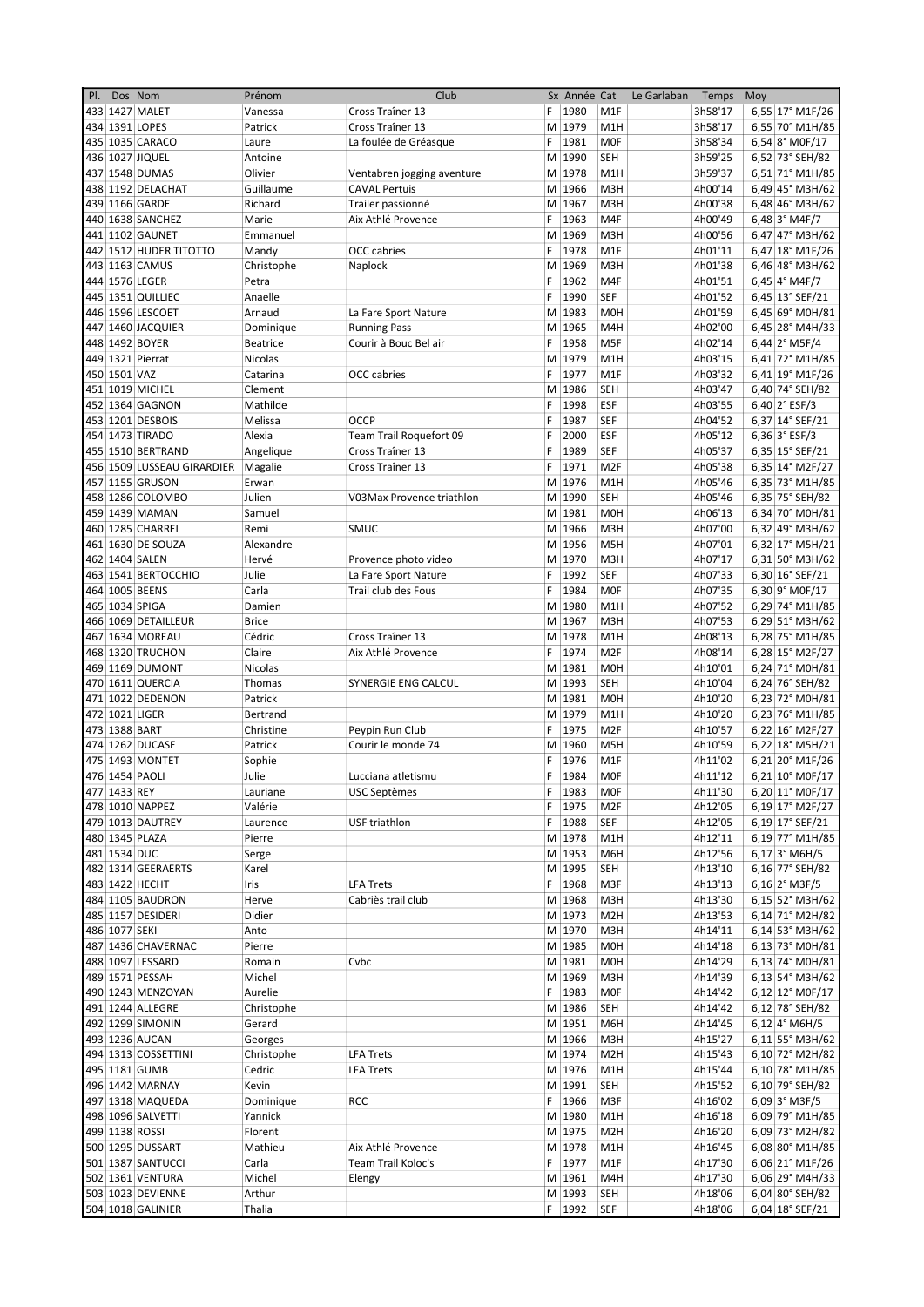| Pl. | Dos | Nom | Prénom | Club | Sx | Année | Cat | Le Garlaban | Temps | Moy | |
|---|---|---|---|---|---|---|---|---|---|---|---|
| 433 | 1427 | MALET | Vanessa | Cross Traîner 13 | F | 1980 | M1F | | 3h58'17 | 6,55 | 17° M1F/26 |
| 434 | 1391 | LOPES | Patrick | Cross Traîner 13 | M | 1979 | M1H | | 3h58'17 | 6,55 | 70° M1H/85 |
| 435 | 1035 | CARACO | Laure | La foulée de Gréasque | F | 1981 | M0F | | 3h58'34 | 6,54 | 8° M0F/17 |
| 436 | 1027 | JIQUEL | Antoine | | M | 1990 | SEH | | 3h59'25 | 6,52 | 73° SEH/82 |
| 437 | 1548 | DUMAS | Olivier | Ventabren jogging aventure | M | 1978 | M1H | | 3h59'37 | 6,51 | 71° M1H/85 |
| 438 | 1192 | DELACHAT | Guillaume | CAVAL Pertuis | M | 1966 | M3H | | 4h00'14 | 6,49 | 45° M3H/62 |
| 439 | 1166 | GARDE | Richard | Trailer passionné | M | 1967 | M3H | | 4h00'38 | 6,48 | 46° M3H/62 |
| 440 | 1638 | SANCHEZ | Marie | Aix Athlé Provence | F | 1963 | M4F | | 4h00'49 | 6,48 | 3° M4F/7 |
| 441 | 1102 | GAUNET | Emmanuel | | M | 1969 | M3H | | 4h00'56 | 6,47 | 47° M3H/62 |
| 442 | 1512 | HUDER TITOTTO | Mandy | OCC cabries | F | 1978 | M1F | | 4h01'11 | 6,47 | 18° M1F/26 |
| 443 | 1163 | CAMUS | Christophe | Naplock | M | 1969 | M3H | | 4h01'38 | 6,46 | 48° M3H/62 |
| 444 | 1576 | LEGER | Petra | | F | 1962 | M4F | | 4h01'51 | 6,45 | 4° M4F/7 |
| 445 | 1351 | QUILLIEC | Anaelle | | F | 1990 | SEF | | 4h01'52 | 6,45 | 13° SEF/21 |
| 446 | 1596 | LESCOET | Arnaud | La Fare Sport Nature | M | 1983 | M0H | | 4h01'59 | 6,45 | 69° M0H/81 |
| 447 | 1460 | JACQUIER | Dominique | Running Pass | M | 1965 | M4H | | 4h02'00 | 6,45 | 28° M4H/33 |
| 448 | 1492 | BOYER | Beatrice | Courir à Bouc Bel air | F | 1958 | M5F | | 4h02'14 | 6,44 | 2° M5F/4 |
| 449 | 1321 | Pierrat | Nicolas | | M | 1979 | M1H | | 4h03'15 | 6,41 | 72° M1H/85 |
| 450 | 1501 | VAZ | Catarina | OCC cabries | F | 1977 | M1F | | 4h03'32 | 6,41 | 19° M1F/26 |
| 451 | 1019 | MICHEL | Clement | | M | 1986 | SEH | | 4h03'47 | 6,40 | 74° SEH/82 |
| 452 | 1364 | GAGNON | Mathilde | | F | 1998 | ESF | | 4h03'55 | 6,40 | 2° ESF/3 |
| 453 | 1201 | DESBOIS | Melissa | OCCP | F | 1987 | SEF | | 4h04'52 | 6,37 | 14° SEF/21 |
| 454 | 1473 | TIRADO | Alexia | Team Trail Roquefort 09 | F | 2000 | ESF | | 4h05'12 | 6,36 | 3° ESF/3 |
| 455 | 1510 | BERTRAND | Angelique | Cross Traîner 13 | F | 1989 | SEF | | 4h05'37 | 6,35 | 15° SEF/21 |
| 456 | 1509 | LUSSEAU GIRARDIER | Magalie | Cross Traîner 13 | F | 1971 | M2F | | 4h05'38 | 6,35 | 14° M2F/27 |
| 457 | 1155 | GRUSON | Erwan | | M | 1976 | M1H | | 4h05'46 | 6,35 | 73° M1H/85 |
| 458 | 1286 | COLOMBO | Julien | V03Max Provence triathlon | M | 1990 | SEH | | 4h05'46 | 6,35 | 75° SEH/82 |
| 459 | 1439 | MAMAN | Samuel | | M | 1981 | M0H | | 4h06'13 | 6,34 | 70° M0H/81 |
| 460 | 1285 | CHARREL | Remi | SMUC | M | 1966 | M3H | | 4h07'00 | 6,32 | 49° M3H/62 |
| 461 | 1630 | DE SOUZA | Alexandre | | M | 1956 | M5H | | 4h07'01 | 6,32 | 17° M5H/21 |
| 462 | 1404 | SALEN | Hervé | Provence photo video | M | 1970 | M3H | | 4h07'17 | 6,31 | 50° M3H/62 |
| 463 | 1541 | BERTOCCHIO | Julie | La Fare Sport Nature | F | 1992 | SEF | | 4h07'33 | 6,30 | 16° SEF/21 |
| 464 | 1005 | BEENS | Carla | Trail club des Fous | F | 1984 | M0F | | 4h07'35 | 6,30 | 9° M0F/17 |
| 465 | 1034 | SPIGA | Damien | | M | 1980 | M1H | | 4h07'52 | 6,29 | 74° M1H/85 |
| 466 | 1069 | DETAILLEUR | Brice | | M | 1967 | M3H | | 4h07'53 | 6,29 | 51° M3H/62 |
| 467 | 1634 | MOREAU | Cédric | Cross Traîner 13 | M | 1978 | M1H | | 4h08'13 | 6,28 | 75° M1H/85 |
| 468 | 1320 | TRUCHON | Claire | Aix Athlé Provence | F | 1974 | M2F | | 4h08'14 | 6,28 | 15° M2F/27 |
| 469 | 1169 | DUMONT | Nicolas | | M | 1981 | M0H | | 4h10'01 | 6,24 | 71° M0H/81 |
| 470 | 1611 | QUERCIA | Thomas | SYNERGIE ENG CALCUL | M | 1993 | SEH | | 4h10'04 | 6,24 | 76° SEH/82 |
| 471 | 1022 | DEDENON | Patrick | | M | 1981 | M0H | | 4h10'20 | 6,23 | 72° M0H/81 |
| 472 | 1021 | LIGER | Bertrand | | M | 1979 | M1H | | 4h10'20 | 6,23 | 76° M1H/85 |
| 473 | 1388 | BART | Christine | Peypin Run Club | F | 1975 | M2F | | 4h10'57 | 6,22 | 16° M2F/27 |
| 474 | 1262 | DUCASE | Patrick | Courir le monde 74 | M | 1960 | M5H | | 4h10'59 | 6,22 | 18° M5H/21 |
| 475 | 1493 | MONTET | Sophie | | F | 1976 | M1F | | 4h11'02 | 6,21 | 20° M1F/26 |
| 476 | 1454 | PAOLI | Julie | Lucciana atletismu | F | 1984 | M0F | | 4h11'12 | 6,21 | 10° M0F/17 |
| 477 | 1433 | REY | Lauriane | USC Septèmes | F | 1983 | M0F | | 4h11'30 | 6,20 | 11° M0F/17 |
| 478 | 1010 | NAPPEZ | Valérie | | F | 1975 | M2F | | 4h12'05 | 6,19 | 17° M2F/27 |
| 479 | 1013 | DAUTREY | Laurence | USF triathlon | F | 1988 | SEF | | 4h12'05 | 6,19 | 17° SEF/21 |
| 480 | 1345 | PLAZA | Pierre | | M | 1978 | M1H | | 4h12'11 | 6,19 | 77° M1H/85 |
| 481 | 1534 | DUC | Serge | | M | 1953 | M6H | | 4h12'56 | 6,17 | 3° M6H/5 |
| 482 | 1314 | GEERAERTS | Karel | | M | 1995 | SEH | | 4h13'10 | 6,16 | 77° SEH/82 |
| 483 | 1422 | HECHT | Iris | LFA Trets | F | 1968 | M3F | | 4h13'13 | 6,16 | 2° M3F/5 |
| 484 | 1105 | BAUDRON | Herve | Cabriès trail club | M | 1968 | M3H | | 4h13'30 | 6,15 | 52° M3H/62 |
| 485 | 1157 | DESIDERI | Didier | | M | 1973 | M2H | | 4h13'53 | 6,14 | 71° M2H/82 |
| 486 | 1077 | SEKI | Anto | | M | 1970 | M3H | | 4h14'11 | 6,14 | 53° M3H/62 |
| 487 | 1436 | CHAVERNAC | Pierre | | M | 1985 | M0H | | 4h14'18 | 6,13 | 73° M0H/81 |
| 488 | 1097 | LESSARD | Romain | Cvbc | M | 1981 | M0H | | 4h14'29 | 6,13 | 74° M0H/81 |
| 489 | 1571 | PESSAH | Michel | | M | 1969 | M3H | | 4h14'39 | 6,13 | 54° M3H/62 |
| 490 | 1243 | MENZOYAN | Aurelie | | F | 1983 | M0F | | 4h14'42 | 6,12 | 12° M0F/17 |
| 491 | 1244 | ALLEGRE | Christophe | | M | 1986 | SEH | | 4h14'42 | 6,12 | 78° SEH/82 |
| 492 | 1299 | SIMONIN | Gerard | | M | 1951 | M6H | | 4h14'45 | 6,12 | 4° M6H/5 |
| 493 | 1236 | AUCAN | Georges | | M | 1966 | M3H | | 4h15'27 | 6,11 | 55° M3H/62 |
| 494 | 1313 | COSSETTINI | Christophe | LFA Trets | M | 1974 | M2H | | 4h15'43 | 6,10 | 72° M2H/82 |
| 495 | 1181 | GUMB | Cedric | LFA Trets | M | 1976 | M1H | | 4h15'44 | 6,10 | 78° M1H/85 |
| 496 | 1442 | MARNAY | Kevin | | M | 1991 | SEH | | 4h15'52 | 6,10 | 79° SEH/82 |
| 497 | 1318 | MAQUEDA | Dominique | RCC | F | 1966 | M3F | | 4h16'02 | 6,09 | 3° M3F/5 |
| 498 | 1096 | SALVETTI | Yannick | | M | 1980 | M1H | | 4h16'18 | 6,09 | 79° M1H/85 |
| 499 | 1138 | ROSSI | Florent | | M | 1975 | M2H | | 4h16'20 | 6,09 | 73° M2H/82 |
| 500 | 1295 | DUSSART | Mathieu | Aix Athlé Provence | M | 1978 | M1H | | 4h16'45 | 6,08 | 80° M1H/85 |
| 501 | 1387 | SANTUCCI | Carla | Team Trail Koloc's | F | 1977 | M1F | | 4h17'30 | 6,06 | 21° M1F/26 |
| 502 | 1361 | VENTURA | Michel | Elengy | M | 1961 | M4H | | 4h17'30 | 6,06 | 29° M4H/33 |
| 503 | 1023 | DEVIENNE | Arthur | | M | 1993 | SEH | | 4h18'06 | 6,04 | 80° SEH/82 |
| 504 | 1018 | GALINIER | Thalia | | F | 1992 | SEF | | 4h18'06 | 6,04 | 18° SEF/21 |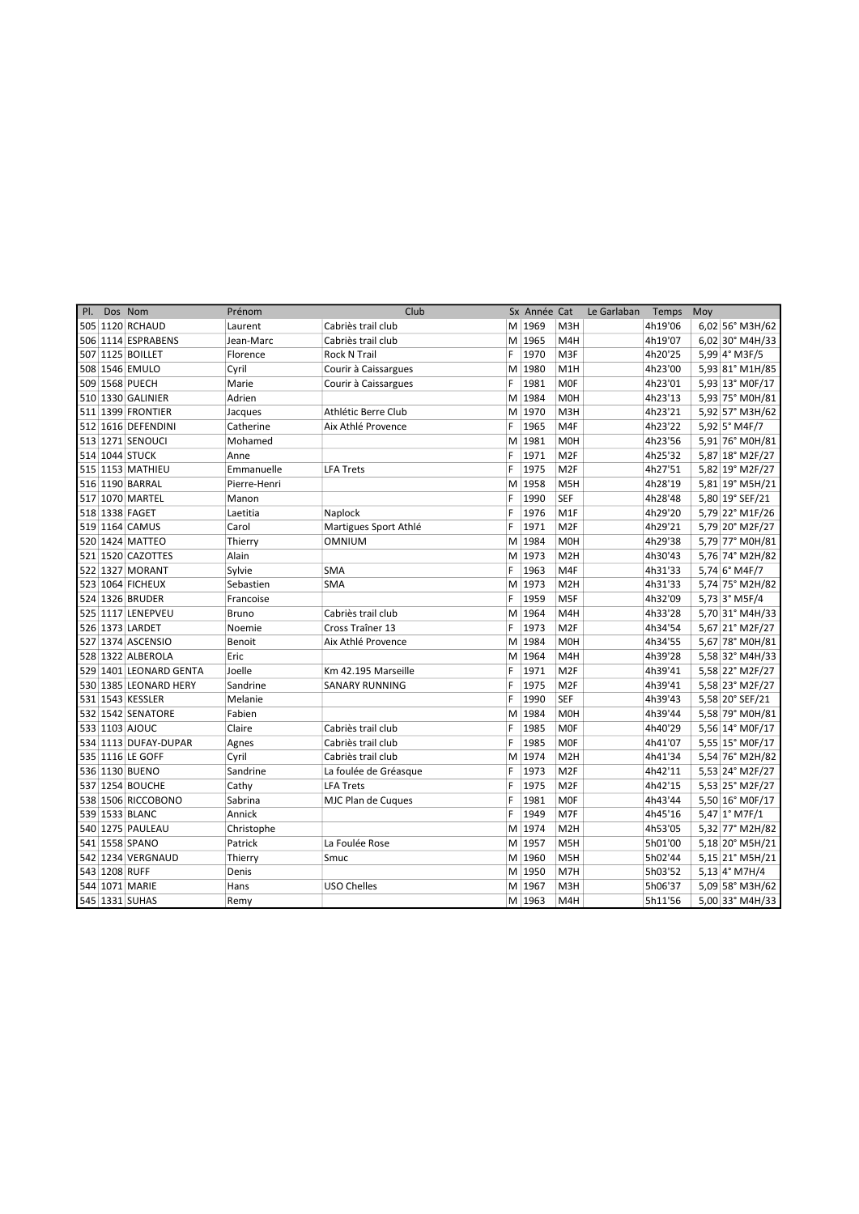| Pl. | Dos | Nom | Prénom | Club | Sx | Année | Cat | Le Garlaban | Temps | Moy | |
|---|---|---|---|---|---|---|---|---|---|---|---|
| 505 | 1120 | RICHAUD | Laurent | Cabriès trail club | M | 1969 | M3H | | 4h19'06 | 6,02 | 56° M3H/62 |
| 506 | 1114 | ESPRABENS | Jean-Marc | Cabriès trail club | M | 1965 | M4H | | 4h19'07 | 6,02 | 30° M4H/33 |
| 507 | 1125 | BOILLET | Florence | Rock N Trail | F | 1970 | M3F | | 4h20'25 | 5,99 | 4° M3F/5 |
| 508 | 1546 | EMULO | Cyril | Courir à Caissargues | M | 1980 | M1H | | 4h23'00 | 5,93 | 81° M1H/85 |
| 509 | 1568 | PUECH | Marie | Courir à Caissargues | F | 1981 | M0F | | 4h23'01 | 5,93 | 13° M0F/17 |
| 510 | 1330 | GALINIER | Adrien | | M | 1984 | M0H | | 4h23'13 | 5,93 | 75° M0H/81 |
| 511 | 1399 | FRONTIER | Jacques | Athlétic Berre Club | M | 1970 | M3H | | 4h23'21 | 5,92 | 57° M3H/62 |
| 512 | 1616 | DEFENDINI | Catherine | Aix Athlé Provence | F | 1965 | M4F | | 4h23'22 | 5,92 | 5° M4F/7 |
| 513 | 1271 | SENOUCI | Mohamed | | M | 1981 | M0H | | 4h23'56 | 5,91 | 76° M0H/81 |
| 514 | 1044 | STUCK | Anne | | F | 1971 | M2F | | 4h25'32 | 5,87 | 18° M2F/27 |
| 515 | 1153 | MATHIEU | Emmanuelle | LFA Trets | F | 1975 | M2F | | 4h27'51 | 5,82 | 19° M2F/27 |
| 516 | 1190 | BARRAL | Pierre-Henri | | M | 1958 | M5H | | 4h28'19 | 5,81 | 19° M5H/21 |
| 517 | 1070 | MARTEL | Manon | | F | 1990 | SEF | | 4h28'48 | 5,80 | 19° SEF/21 |
| 518 | 1338 | FAGET | Laetitia | Naplock | F | 1976 | M1F | | 4h29'20 | 5,79 | 22° M1F/26 |
| 519 | 1164 | CAMUS | Carol | Martigues Sport Athlé | F | 1971 | M2F | | 4h29'21 | 5,79 | 20° M2F/27 |
| 520 | 1424 | MATTEO | Thierry | OMNIUM | M | 1984 | M0H | | 4h29'38 | 5,79 | 77° M0H/81 |
| 521 | 1520 | CAZOTTES | Alain | | M | 1973 | M2H | | 4h30'43 | 5,76 | 74° M2H/82 |
| 522 | 1327 | MORANT | Sylvie | SMA | F | 1963 | M4F | | 4h31'33 | 5,74 | 6° M4F/7 |
| 523 | 1064 | FICHEUX | Sebastien | SMA | M | 1973 | M2H | | 4h31'33 | 5,74 | 75° M2H/82 |
| 524 | 1326 | BRUDER | Francoise | | F | 1959 | M5F | | 4h32'09 | 5,73 | 3° M5F/4 |
| 525 | 1117 | LENEPVEU | Bruno | Cabriès trail club | M | 1964 | M4H | | 4h33'28 | 5,70 | 31° M4H/33 |
| 526 | 1373 | LARDET | Noemie | Cross Traîner 13 | F | 1973 | M2F | | 4h34'54 | 5,67 | 21° M2F/27 |
| 527 | 1374 | ASCENSIO | Benoit | Aix Athlé Provence | M | 1984 | M0H | | 4h34'55 | 5,67 | 78° M0H/81 |
| 528 | 1322 | ALBEROLA | Eric | | M | 1964 | M4H | | 4h39'28 | 5,58 | 32° M4H/33 |
| 529 | 1401 | LEONARD GENTA | Joelle | Km 42.195 Marseille | F | 1971 | M2F | | 4h39'41 | 5,58 | 22° M2F/27 |
| 530 | 1385 | LEONARD HERY | Sandrine | SANARY RUNNING | F | 1975 | M2F | | 4h39'41 | 5,58 | 23° M2F/27 |
| 531 | 1543 | KESSLER | Melanie | | F | 1990 | SEF | | 4h39'43 | 5,58 | 20° SEF/21 |
| 532 | 1542 | SENATORE | Fabien | | M | 1984 | M0H | | 4h39'44 | 5,58 | 79° M0H/81 |
| 533 | 1103 | AJOUC | Claire | Cabriès trail club | F | 1985 | M0F | | 4h40'29 | 5,56 | 14° M0F/17 |
| 534 | 1113 | DUFAY-DUPAR | Agnes | Cabriès trail club | F | 1985 | M0F | | 4h41'07 | 5,55 | 15° M0F/17 |
| 535 | 1116 | LE GOFF | Cyril | Cabriès trail club | M | 1974 | M2H | | 4h41'34 | 5,54 | 76° M2H/82 |
| 536 | 1130 | BUENO | Sandrine | La foulée de Gréasque | F | 1973 | M2F | | 4h42'11 | 5,53 | 24° M2F/27 |
| 537 | 1254 | BOUCHE | Cathy | LFA Trets | F | 1975 | M2F | | 4h42'15 | 5,53 | 25° M2F/27 |
| 538 | 1506 | RICCOBONO | Sabrina | MJC Plan de Cuques | F | 1981 | M0F | | 4h43'44 | 5,50 | 16° M0F/17 |
| 539 | 1533 | BLANC | Annick | | F | 1949 | M7F | | 4h45'16 | 5,47 | 1° M7F/1 |
| 540 | 1275 | PAULEAU | Christophe | | M | 1974 | M2H | | 4h53'05 | 5,32 | 77° M2H/82 |
| 541 | 1558 | SPANO | Patrick | La Foulée Rose | M | 1957 | M5H | | 5h01'00 | 5,18 | 20° M5H/21 |
| 542 | 1234 | VERGNAUD | Thierry | Smuc | M | 1960 | M5H | | 5h02'44 | 5,15 | 21° M5H/21 |
| 543 | 1208 | RUFF | Denis | | M | 1950 | M7H | | 5h03'52 | 5,13 | 4° M7H/4 |
| 544 | 1071 | MARIE | Hans | USO Chelles | M | 1967 | M3H | | 5h06'37 | 5,09 | 58° M3H/62 |
| 545 | 1331 | SUHAS | Remy | | M | 1963 | M4H | | 5h11'56 | 5,00 | 33° M4H/33 |